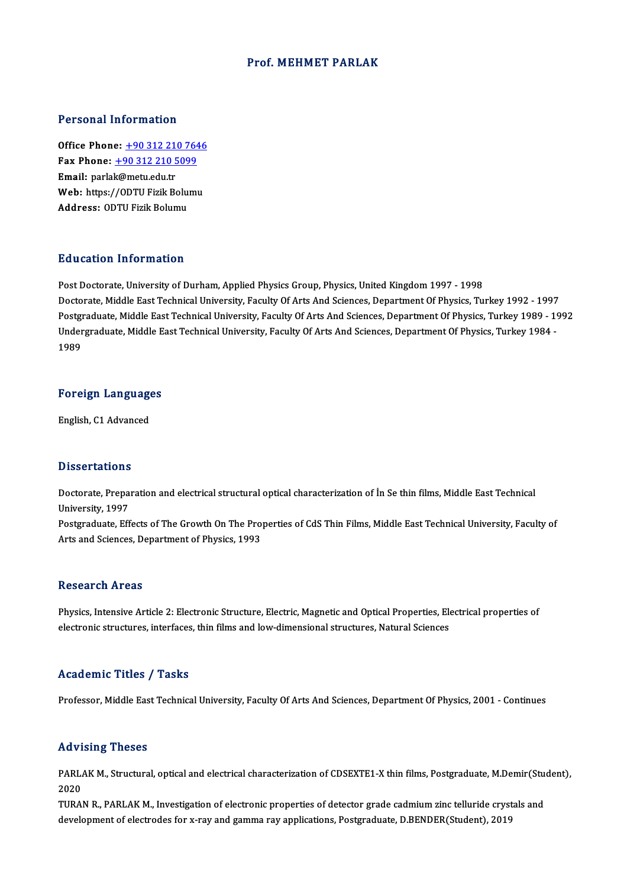# Prof. MEHMET PARLAK

## Personal Information

**Office Phone:** +90 312 210 7646
**Fax Phone:** +90 312 210 5099
**Email:** parlak@metu.edu.tr
**Web:** https://ODTU Fizik Bolumu
**Address:** ODTU Fizik Bolumu

## Education Information

Post Doctorate, University of Durham, Applied Physics Group, Physics, United Kingdom 1997 - 1998
Doctorate, Middle East Technical University, Faculty Of Arts And Sciences, Department Of Physics, Turkey 1992 - 1997
Postgraduate, Middle East Technical University, Faculty Of Arts And Sciences, Department Of Physics, Turkey 1989 - 1992
Undergraduate, Middle East Technical University, Faculty Of Arts And Sciences, Department Of Physics, Turkey 1984 - 1989

## Foreign Languages

English, C1 Advanced

## Dissertations

Doctorate, Preparation and electrical structural optical characterization of İn Se thin films, Middle East Technical University, 1997
Postgraduate, Effects of The Growth On The Properties of CdS Thin Films, Middle East Technical University, Faculty of Arts and Sciences, Department of Physics, 1993

## Research Areas

Physics, Intensive Article 2: Electronic Structure, Electric, Magnetic and Optical Properties, Electrical properties of electronic structures, interfaces, thin films and low-dimensional structures, Natural Sciences

## Academic Titles / Tasks

Professor, Middle East Technical University, Faculty Of Arts And Sciences, Department Of Physics, 2001 - Continues

## Advising Theses

PARLAK M., Structural, optical and electrical characterization of CDSEXTE1-X thin films, Postgraduate, M.Demir(Student), 2020
TURAN R., PARLAK M., Investigation of electronic properties of detector grade cadmium zinc telluride crystals and development of electrodes for x-ray and gamma ray applications, Postgraduate, D.BENDER(Student), 2019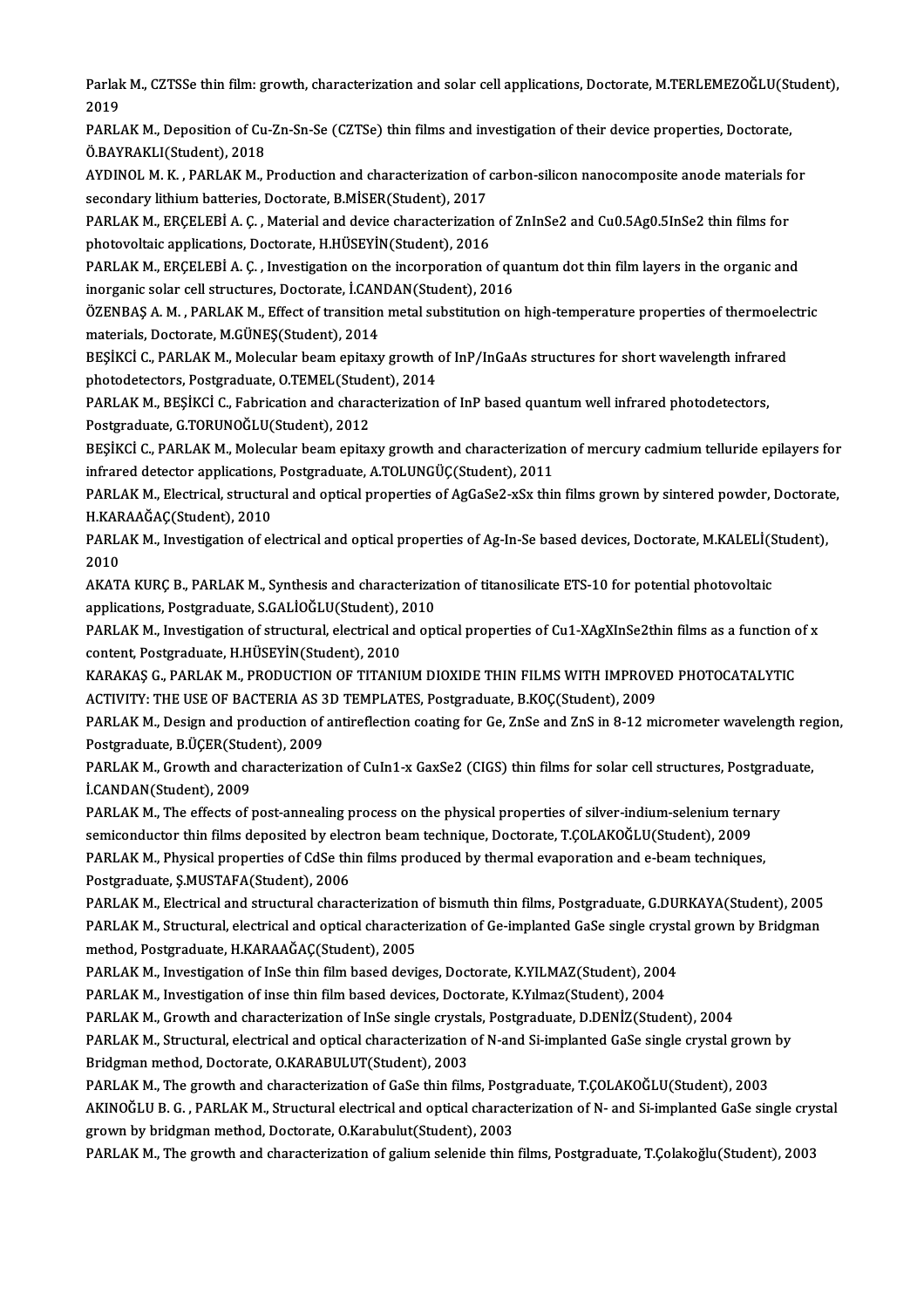Parlak M., CZTSSe thin film: growth, characterization and solar cell applications, Doctorate, M.TERLEMEZOĞLU(Student), 2019

PARLAK M., Deposition of Cu-Zn-Sn-Se (CZTSe) thin films and investigation of their device properties, Doctorate, Ö.BAYRAKLI(Student), 2018

AYDINOL M. K. , PARLAK M., Production and characterization of carbon-silicon nanocomposite anode materials for secondary lithium batteries, Doctorate, B.MİSER(Student), 2017

PARLAK M., ERÇELEBİ A. Ç. , Material and device characterization of $ZnInSe_2$ and $Cu_{0.5}Ag_{0.5}InSe_2$ thin films for photovoltaic applications, Doctorate, H.HÜSEYİN(Student), 2016

PARLAK M., ERÇELEBİ A. Ç. , Investigation on the incorporation of quantum dot thin film layers in the organic and inorganic solar cell structures, Doctorate, İ.CANDAN(Student), 2016

ÖZENBAŞ A. M. , PARLAK M., Effect of transition metal substitution on high-temperature properties of thermoelectric materials, Doctorate, M.GÜNEŞ(Student), 2014

BEŞİKCİ C., PARLAK M., Molecular beam epitaxy growth of InP/InGaAs structures for short wavelength infrared photodetectors, Postgraduate, O.TEMEL(Student), 2014

PARLAK M., BEŞİKCİ C., Fabrication and characterization of InP based quantum well infrared photodetectors, Postgraduate, G.TORUNOĞLU(Student), 2012

BEŞİKCİ C., PARLAK M., Molecular beam epitaxy growth and characterization of mercury cadmium telluride epilayers for infrared detector applications, Postgraduate, A.TOLUNGÜÇ(Student), 2011

PARLAK M., Electrical, structural and optical properties of $AgGaSe_{2-x}S_x$ thin films grown by sintered powder, Doctorate, H.KARAAĞAÇ(Student), 2010

PARLAK M., Investigation of electrical and optical properties of Ag-In-Se based devices, Doctorate, M.KALELİ(Student), 2010

AKATA KURÇ B., PARLAK M., Synthesis and characterization of titanosilicate ETS-10 for potential photovoltaic applications, Postgraduate, S.GALİOĞLU(Student), 2010

PARLAK M., Investigation of structural, electrical and optical properties of $Cu_{1-X}Ag_XInSe_2$thin films as a function of x content, Postgraduate, H.HÜSEYİN(Student), 2010

KARAKAŞ G., PARLAK M., PRODUCTION OF TITANIUM DIOXIDE THIN FILMS WITH IMPROVED PHOTOCATALYTIC ACTIVITY: THE USE OF BACTERIA AS 3D TEMPLATES, Postgraduate, B.KOÇ(Student), 2009

PARLAK M., Design and production of antireflection coating for Ge, ZnSe and ZnS in 8-12 micrometer wavelength region, Postgraduate, B.ÜÇER(Student), 2009

PARLAK M., Growth and characterization of $CuIn_{1-x}Ga_xSe_2$ (CIGS) thin films for solar cell structures, Postgraduate, İ.CANDAN(Student), 2009

PARLAK M., The effects of post-annealing process on the physical properties of silver-indium-selenium ternary semiconductor thin films deposited by electron beam technique, Doctorate, T.ÇOLAKOĞLU(Student), 2009

PARLAK M., Physical properties of CdSe thin films produced by thermal evaporation and e-beam techniques, Postgraduate, Ş.MUSTAFA(Student), 2006

PARLAK M., Electrical and structural characterization of bismuth thin films, Postgraduate, G.DURKAYA(Student), 2005

PARLAK M., Structural, electrical and optical characterization of Ge-implanted GaSe single crystal grown by Bridgman method, Postgraduate, H.KARAAĞAÇ(Student), 2005

PARLAK M., Investigation of InSe thin film based deviges, Doctorate, K.YILMAZ(Student), 2004

PARLAK M., Investigation of inse thin film based devices, Doctorate, K.Yılmaz(Student), 2004

PARLAK M., Growth and characterization of InSe single crystals, Postgraduate, D.DENİZ(Student), 2004

PARLAK M., Structural, electrical and optical characterization of N-and Si-implanted GaSe single crystal grown by Bridgman method, Doctorate, O.KARABULUT(Student), 2003

PARLAK M., The growth and characterization of GaSe thin films, Postgraduate, T.ÇOLAKOĞLU(Student), 2003

AKINOĞLU B. G. , PARLAK M., Structural electrical and optical characterization of N- and Si-implanted GaSe single crystal grown by bridgman method, Doctorate, O.Karabulut(Student), 2003

PARLAK M., The growth and characterization of galium selenide thin films, Postgraduate, T.Çolakoğlu(Student), 2003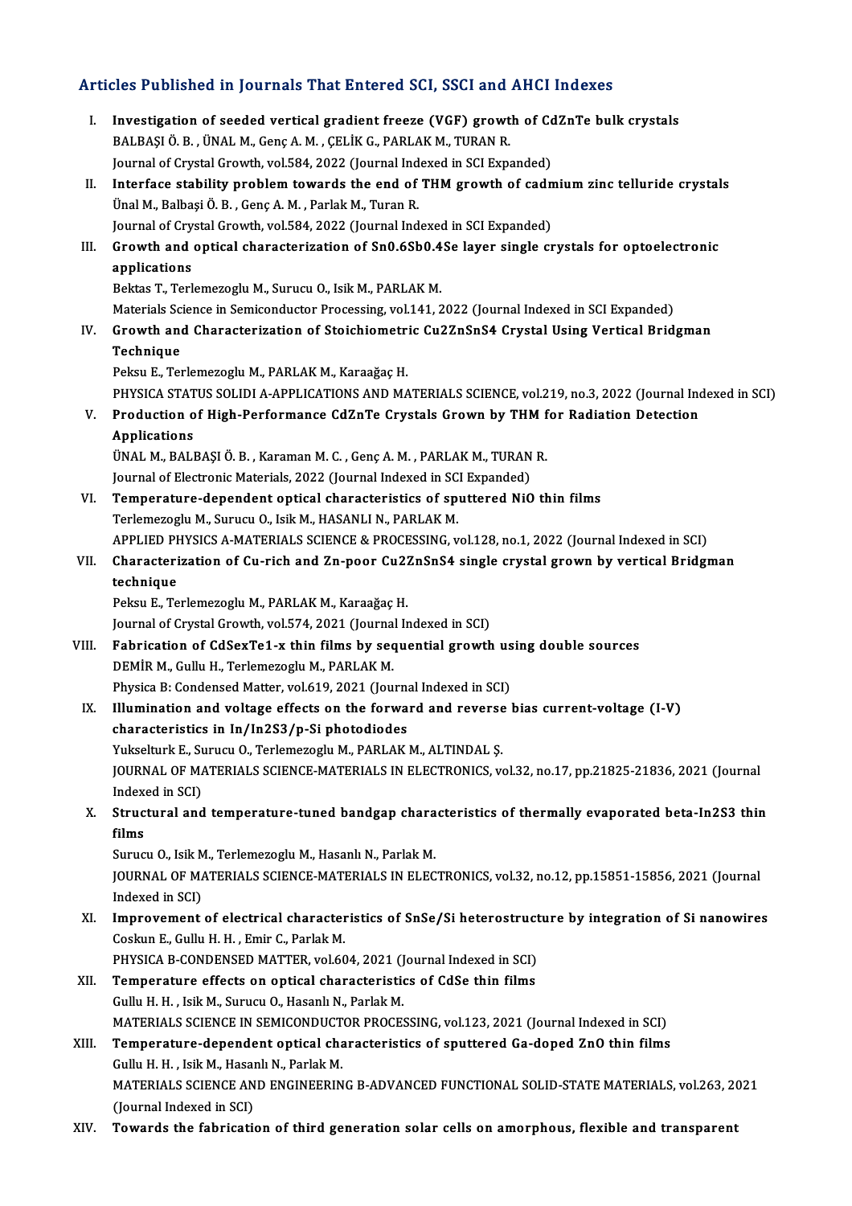## Articles Published in Journals That Entered SCI, SSCI and AHCI Indexes

I. **Investigation of seeded vertical gradient freeze (VGF) growth of CdZnTe bulk crystals**
BALBAŞI Ö. B. , ÜNAL M., Genç A. M. , ÇELİK G., PARLAK M., TURAN R.
Journal of Crystal Growth, vol.584, 2022 (Journal Indexed in SCI Expanded)

II. **Interface stability problem towards the end of THM growth of cadmium zinc telluride crystals**
Ünal M., Balbaşi Ö. B. , Genç A. M. , Parlak M., Turan R.
Journal of Crystal Growth, vol.584, 2022 (Journal Indexed in SCI Expanded)

III. **Growth and optical characterization of $Sn_{0.6}Sb_{0.4}Se$ layer single crystals for optoelectronic applications**
Bektas T., Terlemezoglu M., Surucu O., Isik M., PARLAK M.
Materials Science in Semiconductor Processing, vol.141, 2022 (Journal Indexed in SCI Expanded)

IV. **Growth and Characterization of Stoichiometric $Cu_2ZnSnS_4$ Crystal Using Vertical Bridgman Technique**
Peksu E., Terlemezoglu M., PARLAK M., Karaağaç H.
PHYSICA STATUS SOLIDI A-APPLICATIONS AND MATERIALS SCIENCE, vol.219, no.3, 2022 (Journal Indexed in SCI)

V. **Production of High-Performance CdZnTe Crystals Grown by THM for Radiation Detection Applications**
ÜNAL M., BALBAŞI Ö. B. , Karaman M. C. , Genç A. M. , PARLAK M., TURAN R.
Journal of Electronic Materials, 2022 (Journal Indexed in SCI Expanded)

VI. **Temperature-dependent optical characteristics of sputtered NiO thin films**
Terlemezoglu M., Surucu O., Isik M., HASANLI N., PARLAK M.
APPLIED PHYSICS A-MATERIALS SCIENCE & PROCESSING, vol.128, no.1, 2022 (Journal Indexed in SCI)

VII. **Characterization of Cu-rich and Zn-poor $Cu_2ZnSnS_4$ single crystal grown by vertical Bridgman technique**
Peksu E., Terlemezoglu M., PARLAK M., Karaağaç H.
Journal of Crystal Growth, vol.574, 2021 (Journal Indexed in SCI)

VIII. **Fabrication of $CdSe_xTe_{1-x}$ thin films by sequential growth using double sources**
DEMİR M., Gullu H., Terlemezoglu M., PARLAK M.
Physica B: Condensed Matter, vol.619, 2021 (Journal Indexed in SCI)

IX. **Illumination and voltage effects on the forward and reverse bias current-voltage (I-V) characteristics in $In/In_2S_3/p$-Si photodiodes**
Yukselturk E., Surucu O., Terlemezoglu M., PARLAK M., ALTINDAL Ş.
JOURNAL OF MATERIALS SCIENCE-MATERIALS IN ELECTRONICS, vol.32, no.17, pp.21825-21836, 2021 (Journal Indexed in SCI)

X. **Structural and temperature-tuned bandgap characteristics of thermally evaporated beta-$In_2S_3$ thin films**
Surucu O., Isik M., Terlemezoglu M., Hasanlı N., Parlak M.
JOURNAL OF MATERIALS SCIENCE-MATERIALS IN ELECTRONICS, vol.32, no.12, pp.15851-15856, 2021 (Journal Indexed in SCI)

XI. **Improvement of electrical characteristics of SnSe/Si heterostructure by integration of Si nanowires**
Coskun E., Gullu H. H. , Emir C., Parlak M.
PHYSICA B-CONDENSED MATTER, vol.604, 2021 (Journal Indexed in SCI)

XII. **Temperature effects on optical characteristics of CdSe thin films**
Gullu H. H. , Isik M., Surucu O., Hasanlı N., Parlak M.
MATERIALS SCIENCE IN SEMICONDUCTOR PROCESSING, vol.123, 2021 (Journal Indexed in SCI)

XIII. **Temperature-dependent optical characteristics of sputtered Ga-doped ZnO thin films**
Gullu H. H. , Isik M., Hasanlı N., Parlak M.
MATERIALS SCIENCE AND ENGINEERING B-ADVANCED FUNCTIONAL SOLID-STATE MATERIALS, vol.263, 2021 (Journal Indexed in SCI)

XIV. **Towards the fabrication of third generation solar cells on amorphous, flexible and transparent**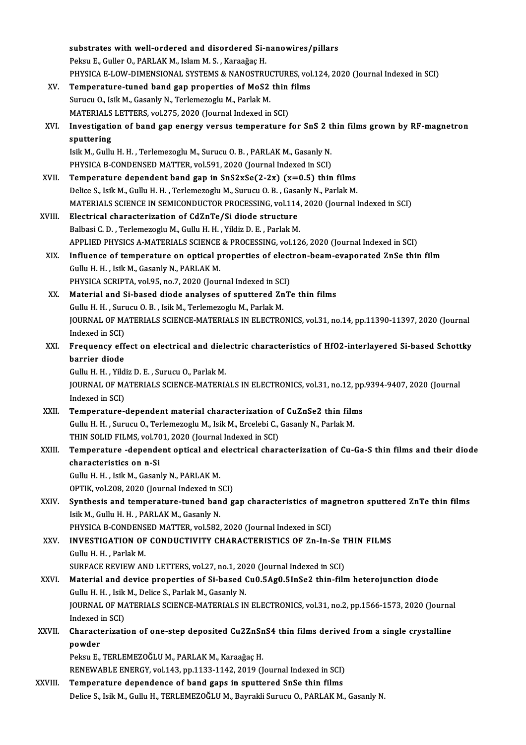substrates with well-ordered and disordered Si-nanowires/pillars
Peksu E., Guller O., PARLAK M., Islam M. S. , Karaağaç H.
PHYSICA E-LOW-DIMENSIONAL SYSTEMS & NANOSTRUCTURES, vol.124, 2020 (Journal Indexed in SCI)

XV. **Temperature-tuned band gap properties of $MoS_2$ thin films**
Surucu O., Isik M., Gasanly N., Terlemezoglu M., Parlak M.
MATERIALS LETTERS, vol.275, 2020 (Journal Indexed in SCI)

XVI. **Investigation of band gap energy versus temperature for SnS 2 thin films grown by RF-magnetron sputtering**
Isik M., Gullu H. H. , Terlemezoglu M., Surucu O. B. , PARLAK M., Gasanly N.
PHYSICA B-CONDENSED MATTER, vol.591, 2020 (Journal Indexed in SCI)

XVII. **Temperature dependent band gap in $SnS_{2x}Se_{(2-2x)}$ (x=0.5) thin films**
Delice S., Isik M., Gullu H. H. , Terlemezoglu M., Surucu O. B. , Gasanly N., Parlak M.
MATERIALS SCIENCE IN SEMICONDUCTOR PROCESSING, vol.114, 2020 (Journal Indexed in SCI)

XVIII. **Electrical characterization of CdZnTe/Si diode structure**
Balbasi C. D. , Terlemezoglu M., Gullu H. H. , Yildiz D. E. , Parlak M.
APPLIED PHYSICS A-MATERIALS SCIENCE & PROCESSING, vol.126, 2020 (Journal Indexed in SCI)

XIX. **Influence of temperature on optical properties of electron-beam-evaporated ZnSe thin film**
Gullu H. H. , Isik M., Gasanly N., PARLAK M.
PHYSICA SCRIPTA, vol.95, no.7, 2020 (Journal Indexed in SCI)

XX. **Material and Si-based diode analyses of sputtered ZnTe thin films**
Gullu H. H. , Surucu O. B. , Isik M., Terlemezoglu M., Parlak M.
JOURNAL OF MATERIALS SCIENCE-MATERIALS IN ELECTRONICS, vol.31, no.14, pp.11390-11397, 2020 (Journal Indexed in SCI)

XXI. **Frequency effect on electrical and dielectric characteristics of $HfO_2$-interlayered Si-based Schottky barrier diode**
Gullu H. H. , Yildiz D. E. , Surucu O., Parlak M.
JOURNAL OF MATERIALS SCIENCE-MATERIALS IN ELECTRONICS, vol.31, no.12, pp.9394-9407, 2020 (Journal Indexed in SCI)

XXII. **Temperature-dependent material characterization of $CuZnSe_2$ thin films**
Gullu H. H. , Surucu O., Terlemezoglu M., Isik M., Ercelebi C., Gasanly N., Parlak M.
THIN SOLID FILMS, vol.701, 2020 (Journal Indexed in SCI)

XXIII. **Temperature -dependent optical and electrical characterization of Cu-Ga-S thin films and their diode characteristics on n-Si**
Gullu H. H. , Isik M., Gasanly N., PARLAK M.
OPTIK, vol.208, 2020 (Journal Indexed in SCI)

XXIV. **Synthesis and temperature-tuned band gap characteristics of magnetron sputtered ZnTe thin films**
Isik M., Gullu H. H. , PARLAK M., Gasanly N.
PHYSICA B-CONDENSED MATTER, vol.582, 2020 (Journal Indexed in SCI)

XXV. **INVESTIGATION OF CONDUCTIVITY CHARACTERISTICS OF Zn-In-Se THIN FILMS**
Gullu H. H. , Parlak M.
SURFACE REVIEW AND LETTERS, vol.27, no.1, 2020 (Journal Indexed in SCI)

XXVI. **Material and device properties of Si-based $Cu_{0.5}Ag_{0.5}InSe_2$ thin-film heterojunction diode**
Gullu H. H. , Isik M., Delice S., Parlak M., Gasanly N.
JOURNAL OF MATERIALS SCIENCE-MATERIALS IN ELECTRONICS, vol.31, no.2, pp.1566-1573, 2020 (Journal Indexed in SCI)

XXVII. **Characterization of one-step deposited $Cu_2ZnSnS_4$ thin films derived from a single crystalline powder**
Peksu E., TERLEMEZOĞLU M., PARLAK M., Karaağaç H.
RENEWABLE ENERGY, vol.143, pp.1133-1142, 2019 (Journal Indexed in SCI)

XXVIII. **Temperature dependence of band gaps in sputtered SnSe thin films**
Delice S., Isik M., Gullu H., TERLEMEZOĞLU M., Bayrakli Surucu O., PARLAK M., Gasanly N.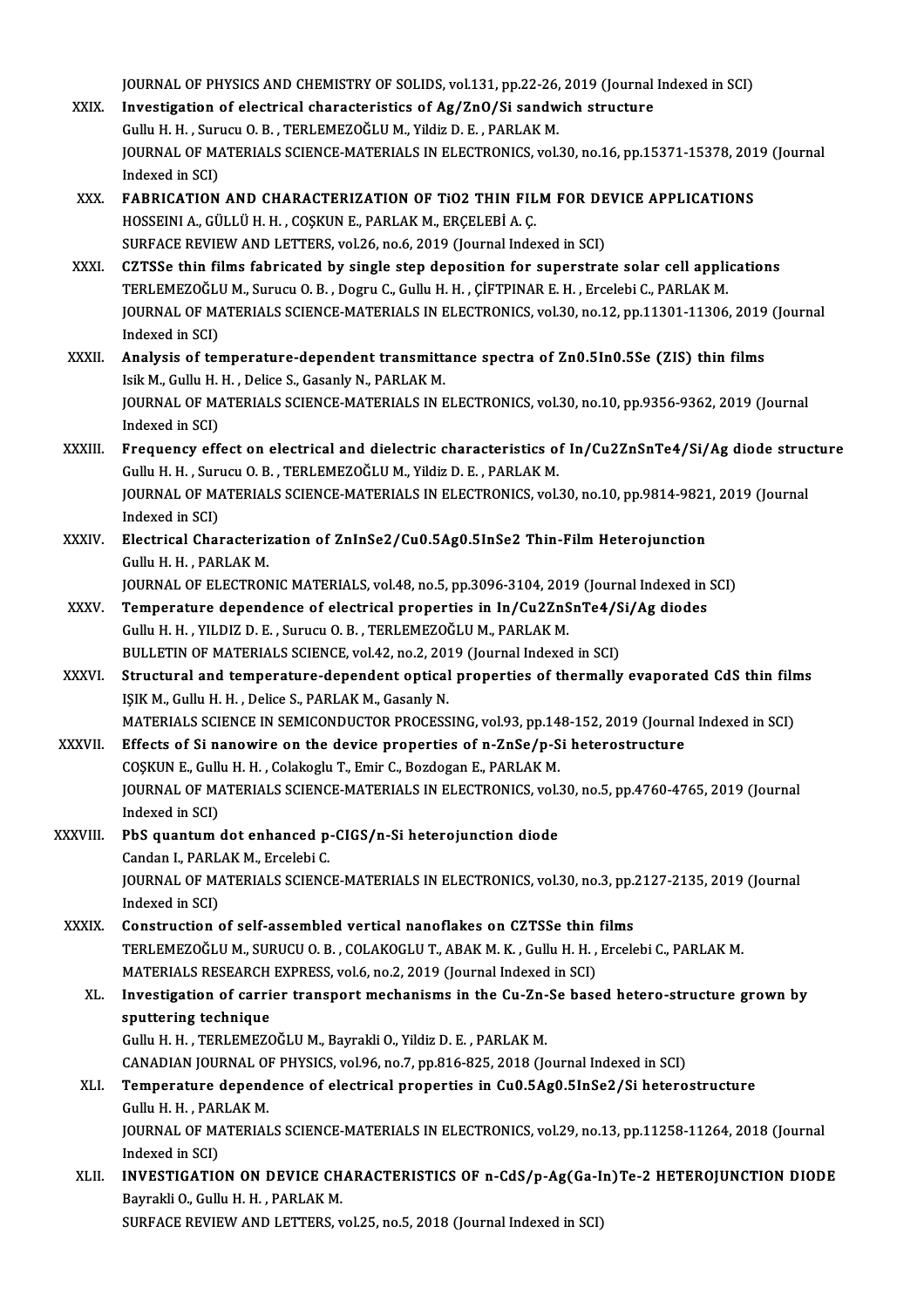JOURNAL OF PHYSICS AND CHEMISTRY OF SOLIDS, vol.131, pp.22-26, 2019 (Journal Indexed in SCI)

XXIX. **Investigation of electrical characteristics of Ag/ZnO/Si sandwich structure**
Gullu H. H. , Surucu O. B. , TERLEMEZOĞLU M., Yildiz D. E. , PARLAK M.
JOURNAL OF MATERIALS SCIENCE-MATERIALS IN ELECTRONICS, vol.30, no.16, pp.15371-15378, 2019 (Journal Indexed in SCI)

XXX. **FABRICATION AND CHARACTERIZATION OF TiO2 THIN FILM FOR DEVICE APPLICATIONS**
HOSSEINI A., GÜLLÜ H. H. , COŞKUN E., PARLAK M., ERÇELEBİ A. Ç.
SURFACE REVIEW AND LETTERS, vol.26, no.6, 2019 (Journal Indexed in SCI)

XXXI. **CZTSSe thin films fabricated by single step deposition for superstrate solar cell applications**
TERLEMEZOĞLU M., Surucu O. B. , Dogru C., Gullu H. H. , ÇİFTPINAR E. H. , Ercelebi C., PARLAK M.
JOURNAL OF MATERIALS SCIENCE-MATERIALS IN ELECTRONICS, vol.30, no.12, pp.11301-11306, 2019 (Journal Indexed in SCI)

XXXII. **Analysis of temperature-dependent transmittance spectra of Zn0.5In0.5Se (ZIS) thin films**
Isik M., Gullu H. H. , Delice S., Gasanly N., PARLAK M.
JOURNAL OF MATERIALS SCIENCE-MATERIALS IN ELECTRONICS, vol.30, no.10, pp.9356-9362, 2019 (Journal Indexed in SCI)

XXXIII. **Frequency effect on electrical and dielectric characteristics of In/Cu2ZnSnTe4/Si/Ag diode structure**
Gullu H. H. , Surucu O. B. , TERLEMEZOĞLU M., Yildiz D. E. , PARLAK M.
JOURNAL OF MATERIALS SCIENCE-MATERIALS IN ELECTRONICS, vol.30, no.10, pp.9814-9821, 2019 (Journal Indexed in SCI)

XXXIV. **Electrical Characterization of ZnInSe2/Cu0.5Ag0.5InSe2 Thin-Film Heterojunction**
Gullu H. H. , PARLAK M.
JOURNAL OF ELECTRONIC MATERIALS, vol.48, no.5, pp.3096-3104, 2019 (Journal Indexed in SCI)

XXXV. **Temperature dependence of electrical properties in In/Cu2ZnSnTe4/Si/Ag diodes**
Gullu H. H. , YILDIZ D. E. , Surucu O. B. , TERLEMEZOĞLU M., PARLAK M.
BULLETIN OF MATERIALS SCIENCE, vol.42, no.2, 2019 (Journal Indexed in SCI)

XXXVI. **Structural and temperature-dependent optical properties of thermally evaporated CdS thin films**
IŞIK M., Gullu H. H. , Delice S., PARLAK M., Gasanly N.
MATERIALS SCIENCE IN SEMICONDUCTOR PROCESSING, vol.93, pp.148-152, 2019 (Journal Indexed in SCI)

XXXVII. **Effects of Si nanowire on the device properties of n-ZnSe/p-Si heterostructure**
COŞKUN E., Gullu H. H. , Colakoglu T., Emir C., Bozdogan E., PARLAK M.
JOURNAL OF MATERIALS SCIENCE-MATERIALS IN ELECTRONICS, vol.30, no.5, pp.4760-4765, 2019 (Journal Indexed in SCI)

XXXVIII. **PbS quantum dot enhanced p-CIGS/n-Si heterojunction diode**
Candan I., PARLAK M., Ercelebi C.
JOURNAL OF MATERIALS SCIENCE-MATERIALS IN ELECTRONICS, vol.30, no.3, pp.2127-2135, 2019 (Journal Indexed in SCI)

XXXIX. **Construction of self-assembled vertical nanoflakes on CZTSSe thin films**
TERLEMEZOĞLU M., SURUCU O. B. , COLAKOGLU T., ABAK M. K. , Gullu H. H. , Ercelebi C., PARLAK M.
MATERIALS RESEARCH EXPRESS, vol.6, no.2, 2019 (Journal Indexed in SCI)

XL. **Investigation of carrier transport mechanisms in the Cu-Zn-Se based hetero-structure grown by sputtering technique**
Gullu H. H. , TERLEMEZOĞLU M., Bayrakli O., Yildiz D. E. , PARLAK M.
CANADIAN JOURNAL OF PHYSICS, vol.96, no.7, pp.816-825, 2018 (Journal Indexed in SCI)

XLI. **Temperature dependence of electrical properties in Cu0.5Ag0.5InSe2/Si heterostructure**
Gullu H. H. , PARLAK M.
JOURNAL OF MATERIALS SCIENCE-MATERIALS IN ELECTRONICS, vol.29, no.13, pp.11258-11264, 2018 (Journal Indexed in SCI)

XLII. **INVESTIGATION ON DEVICE CHARACTERISTICS OF n-CdS/p-Ag(Ga-In)Te-2 HETEROJUNCTION DIODE**
Bayrakli O., Gullu H. H. , PARLAK M.
SURFACE REVIEW AND LETTERS, vol.25, no.5, 2018 (Journal Indexed in SCI)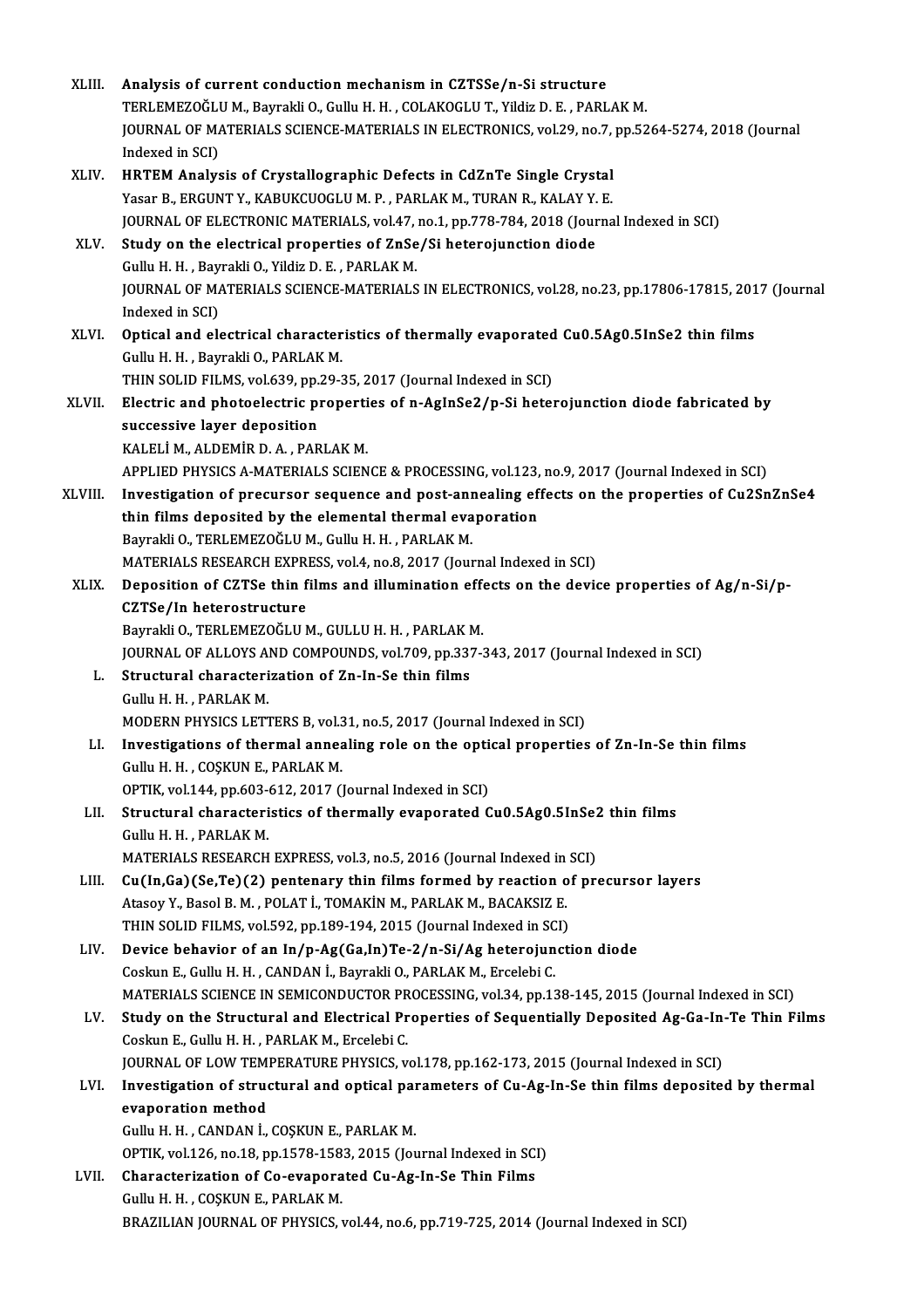XLIII. **Analysis of current conduction mechanism in CZTSSe/n-Si structure**
TERLEMEZOĞLU M., Bayrakli O., Gullu H. H. , COLAKOGLU T., Yildiz D. E. , PARLAK M.
JOURNAL OF MATERIALS SCIENCE-MATERIALS IN ELECTRONICS, vol.29, no.7, pp.5264-5274, 2018 (Journal Indexed in SCI)

XLIV. **HRTEM Analysis of Crystallographic Defects in CdZnTe Single Crystal**
Yasar B., ERGUNT Y., KABUKCUOGLU M. P. , PARLAK M., TURAN R., KALAY Y. E.
JOURNAL OF ELECTRONIC MATERIALS, vol.47, no.1, pp.778-784, 2018 (Journal Indexed in SCI)

XLV. **Study on the electrical properties of ZnSe/Si heterojunction diode**
Gullu H. H. , Bayrakli O., Yildiz D. E. , PARLAK M.
JOURNAL OF MATERIALS SCIENCE-MATERIALS IN ELECTRONICS, vol.28, no.23, pp.17806-17815, 2017 (Journal Indexed in SCI)

XLVI. **Optical and electrical characteristics of thermally evaporated $Cu_{0.5}Ag_{0.5}InSe_2$ thin films**
Gullu H. H. , Bayrakli O., PARLAK M.
THIN SOLID FILMS, vol.639, pp.29-35, 2017 (Journal Indexed in SCI)

XLVII. **Electric and photoelectric properties of n-$AgInSe_2$/p-Si heterojunction diode fabricated by successive layer deposition**
KALELİ M., ALDEMİR D. A. , PARLAK M.
APPLIED PHYSICS A-MATERIALS SCIENCE & PROCESSING, vol.123, no.9, 2017 (Journal Indexed in SCI)

XLVIII. **Investigation of precursor sequence and post-annealing effects on the properties of $Cu_2SnZnSe_4$ thin films deposited by the elemental thermal evaporation**
Bayrakli O., TERLEMEZOĞLU M., Gullu H. H. , PARLAK M.
MATERIALS RESEARCH EXPRESS, vol.4, no.8, 2017 (Journal Indexed in SCI)

XLIX. **Deposition of CZTSe thin films and illumination effects on the device properties of Ag/n-Si/p-CZTSe/In heterostructure**
Bayrakli O., TERLEMEZOĞLU M., GULLU H. H. , PARLAK M.
JOURNAL OF ALLOYS AND COMPOUNDS, vol.709, pp.337-343, 2017 (Journal Indexed in SCI)

L. **Structural characterization of Zn-In-Se thin films**
Gullu H. H. , PARLAK M.
MODERN PHYSICS LETTERS B, vol.31, no.5, 2017 (Journal Indexed in SCI)

LI. **Investigations of thermal annealing role on the optical properties of Zn-In-Se thin films**
Gullu H. H. , COŞKUN E., PARLAK M.
OPTIK, vol.144, pp.603-612, 2017 (Journal Indexed in SCI)

LII. **Structural characteristics of thermally evaporated $Cu_{0.5}Ag_{0.5}InSe_2$ thin films**
Gullu H. H. , PARLAK M.
MATERIALS RESEARCH EXPRESS, vol.3, no.5, 2016 (Journal Indexed in SCI)

LIII. **Cu(In,Ga)(Se,Te)(2) pentenary thin films formed by reaction of precursor layers**
Atasoy Y., Basol B. M. , POLAT İ., TOMAKİN M., PARLAK M., BACAKSIZ E.
THIN SOLID FILMS, vol.592, pp.189-194, 2015 (Journal Indexed in SCI)

LIV. **Device behavior of an In/p-Ag(Ga,In)Te-2/n-Si/Ag heterojunction diode**
Coskun E., Gullu H. H. , CANDAN İ., Bayrakli O., PARLAK M., Ercelebi C.
MATERIALS SCIENCE IN SEMICONDUCTOR PROCESSING, vol.34, pp.138-145, 2015 (Journal Indexed in SCI)

LV. **Study on the Structural and Electrical Properties of Sequentially Deposited Ag-Ga-In-Te Thin Films**
Coskun E., Gullu H. H. , PARLAK M., Ercelebi C.
JOURNAL OF LOW TEMPERATURE PHYSICS, vol.178, pp.162-173, 2015 (Journal Indexed in SCI)

LVI. **Investigation of structural and optical parameters of Cu-Ag-In-Se thin films deposited by thermal evaporation method**
Gullu H. H. , CANDAN İ., COŞKUN E., PARLAK M.
OPTIK, vol.126, no.18, pp.1578-1583, 2015 (Journal Indexed in SCI)

LVII. **Characterization of Co-evaporated Cu-Ag-In-Se Thin Films**
Gullu H. H. , COŞKUN E., PARLAK M.
BRAZILIAN JOURNAL OF PHYSICS, vol.44, no.6, pp.719-725, 2014 (Journal Indexed in SCI)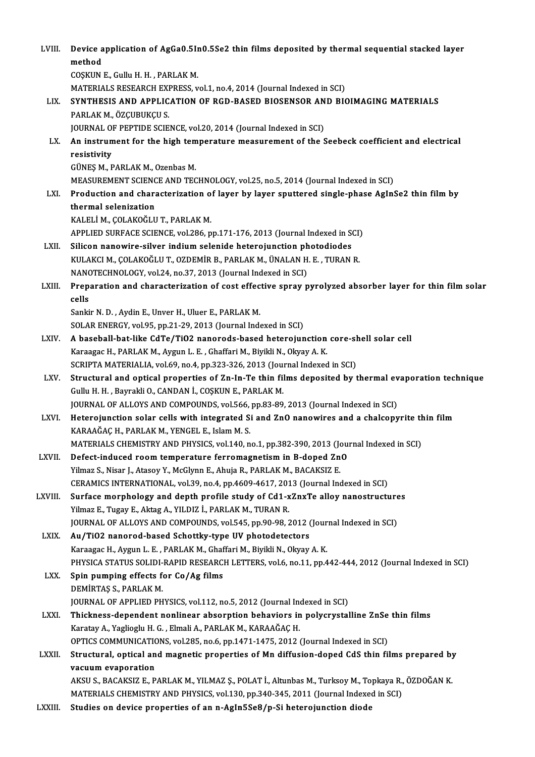LVIII. **Device application of AgGa0.5In0.5Se2 thin films deposited by thermal sequential stacked layer method**
COŞKUN E., Gullu H. H. , PARLAK M.
MATERIALS RESEARCH EXPRESS, vol.1, no.4, 2014 (Journal Indexed in SCI)

LIX. **SYNTHESIS AND APPLICATION OF RGD-BASED BIOSENSOR AND BIOIMAGING MATERIALS**
PARLAK M., ÖZÇUBUKÇU S.
JOURNAL OF PEPTIDE SCIENCE, vol.20, 2014 (Journal Indexed in SCI)

LX. **An instrument for the high temperature measurement of the Seebeck coefficient and electrical resistivity**
GÜNEŞ M., PARLAK M., Ozenbas M.
MEASUREMENT SCIENCE AND TECHNOLOGY, vol.25, no.5, 2014 (Journal Indexed in SCI)

LXI. **Production and characterization of layer by layer sputtered single-phase AgInSe2 thin film by thermal selenization**
KALELİ M., ÇOLAKOĞLU T., PARLAK M.
APPLIED SURFACE SCIENCE, vol.286, pp.171-176, 2013 (Journal Indexed in SCI)

LXII. **Silicon nanowire-silver indium selenide heterojunction photodiodes**
KULAKCI M., ÇOLAKOĞLU T., OZDEMİR B., PARLAK M., ÜNALAN H. E. , TURAN R.
NANOTECHNOLOGY, vol.24, no.37, 2013 (Journal Indexed in SCI)

LXIII. **Preparation and characterization of cost effective spray pyrolyzed absorber layer for thin film solar cells**
Sankir N. D. , Aydin E., Unver H., Uluer E., PARLAK M.
SOLAR ENERGY, vol.95, pp.21-29, 2013 (Journal Indexed in SCI)

LXIV. **A baseball-bat-like CdTe/TiO2 nanorods-based heterojunction core-shell solar cell**
Karaagac H., PARLAK M., Aygun L. E. , Ghaffari M., Biyikli N., Okyay A. K.
SCRIPTA MATERIALIA, vol.69, no.4, pp.323-326, 2013 (Journal Indexed in SCI)

LXV. **Structural and optical properties of Zn-In-Te thin films deposited by thermal evaporation technique**
Gullu H. H. , Bayrakli O., CANDAN İ., COŞKUN E., PARLAK M.
JOURNAL OF ALLOYS AND COMPOUNDS, vol.566, pp.83-89, 2013 (Journal Indexed in SCI)

LXVI. **Heterojunction solar cells with integrated Si and ZnO nanowires and a chalcopyrite thin film**
KARAAĞAÇ H., PARLAK M., YENGEL E., Islam M. S.
MATERIALS CHEMISTRY AND PHYSICS, vol.140, no.1, pp.382-390, 2013 (Journal Indexed in SCI)

LXVII. **Defect-induced room temperature ferromagnetism in B-doped ZnO**
Yilmaz S., Nisar J., Atasoy Y., McGlynn E., Ahuja R., PARLAK M., BACAKSIZ E.
CERAMICS INTERNATIONAL, vol.39, no.4, pp.4609-4617, 2013 (Journal Indexed in SCI)

LXVIII. **Surface morphology and depth profile study of Cd1-xZnxTe alloy nanostructures**
Yilmaz E., Tugay E., Aktag A., YILDIZ İ., PARLAK M., TURAN R.
JOURNAL OF ALLOYS AND COMPOUNDS, vol.545, pp.90-98, 2012 (Journal Indexed in SCI)

LXIX. **Au/TiO2 nanorod-based Schottky-type UV photodetectors**
Karaagac H., Aygun L. E. , PARLAK M., Ghaffari M., Biyikli N., Okyay A. K.
PHYSICA STATUS SOLIDI-RAPID RESEARCH LETTERS, vol.6, no.11, pp.442-444, 2012 (Journal Indexed in SCI)

LXX. **Spin pumping effects for Co/Ag films**
DEMİRTAŞ S., PARLAK M.
JOURNAL OF APPLIED PHYSICS, vol.112, no.5, 2012 (Journal Indexed in SCI)

LXXI. **Thickness-dependent nonlinear absorption behaviors in polycrystalline ZnSe thin films**
Karatay A., Yaglioglu H. G. , Elmali A., PARLAK M., KARAAĞAÇ H.
OPTICS COMMUNICATIONS, vol.285, no.6, pp.1471-1475, 2012 (Journal Indexed in SCI)

LXXII. **Structural, optical and magnetic properties of Mn diffusion-doped CdS thin films prepared by vacuum evaporation**
AKSU S., BACAKSIZ E., PARLAK M., YILMAZ Ş., POLAT İ., Altunbas M., Turksoy M., Topkaya R., ÖZDOĞAN K.
MATERIALS CHEMISTRY AND PHYSICS, vol.130, pp.340-345, 2011 (Journal Indexed in SCI)

LXXIII. **Studies on device properties of an n-AgIn5Se8/p-Si heterojunction diode**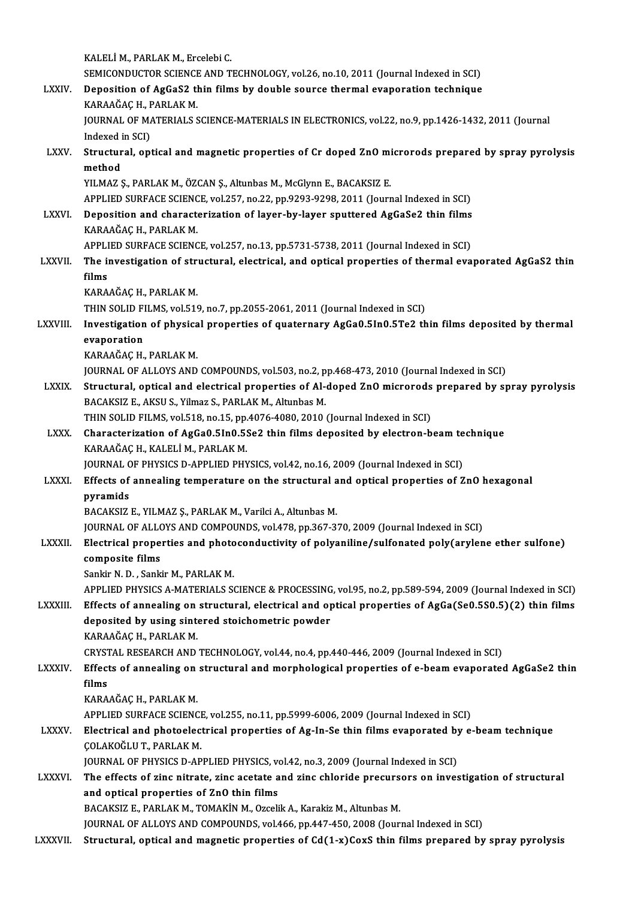KALELİ M., PARLAK M., Ercelebi C.
SEMICONDUCTOR SCIENCE AND TECHNOLOGY, vol.26, no.10, 2011 (Journal Indexed in SCI)

LXXIV. **Deposition of $AgGaS_2$ thin films by double source thermal evaporation technique**
KARAAĞAÇ H., PARLAK M.
JOURNAL OF MATERIALS SCIENCE-MATERIALS IN ELECTRONICS, vol.22, no.9, pp.1426-1432, 2011 (Journal Indexed in SCI)

LXXV. **Structural, optical and magnetic properties of Cr doped ZnO microrods prepared by spray pyrolysis method**
YILMAZ Ş., PARLAK M., ÖZCAN Ş., Altunbas M., McGlynn E., BACAKSIZ E.
APPLIED SURFACE SCIENCE, vol.257, no.22, pp.9293-9298, 2011 (Journal Indexed in SCI)

LXXVI. **Deposition and characterization of layer-by-layer sputtered $AgGaSe_2$ thin films**
KARAAĞAÇ H., PARLAK M.
APPLIED SURFACE SCIENCE, vol.257, no.13, pp.5731-5738, 2011 (Journal Indexed in SCI)

LXXVII. **The investigation of structural, electrical, and optical properties of thermal evaporated $AgGaS_2$ thin films**
KARAAĞAÇ H., PARLAK M.
THIN SOLID FILMS, vol.519, no.7, pp.2055-2061, 2011 (Journal Indexed in SCI)

LXXVIII. **Investigation of physical properties of quaternary $AgGa_{0.5}In_{0.5}Te_2$ thin films deposited by thermal evaporation**
KARAAĞAÇ H., PARLAK M.
JOURNAL OF ALLOYS AND COMPOUNDS, vol.503, no.2, pp.468-473, 2010 (Journal Indexed in SCI)

LXXIX. **Structural, optical and electrical properties of Al-doped ZnO microrods prepared by spray pyrolysis**
BACAKSIZ E., AKSU S., Yilmaz S., PARLAK M., Altunbas M.
THIN SOLID FILMS, vol.518, no.15, pp.4076-4080, 2010 (Journal Indexed in SCI)

LXXX. **Characterization of $AgGa_{0.5}In_{0.5}Se_2$ thin films deposited by electron-beam technique**
KARAAĞAÇ H., KALELİ M., PARLAK M.
JOURNAL OF PHYSICS D-APPLIED PHYSICS, vol.42, no.16, 2009 (Journal Indexed in SCI)

LXXXI. **Effects of annealing temperature on the structural and optical properties of ZnO hexagonal pyramids**
BACAKSIZ E., YILMAZ Ş., PARLAK M., Varilci A., Altunbas M.
JOURNAL OF ALLOYS AND COMPOUNDS, vol.478, pp.367-370, 2009 (Journal Indexed in SCI)

LXXXII. **Electrical properties and photoconductivity of polyaniline/sulfonated poly(arylene ether sulfone) composite films**
Sankir N. D. , Sankir M., PARLAK M.
APPLIED PHYSICS A-MATERIALS SCIENCE & PROCESSING, vol.95, no.2, pp.589-594, 2009 (Journal Indexed in SCI)

LXXXIII. **Effects of annealing on structural, electrical and optical properties of $AgGa(Se_{0.5}S_{0.5})_{(2)}$ thin films deposited by using sintered stoichometric powder**
KARAAĞAÇ H., PARLAK M.
CRYSTAL RESEARCH AND TECHNOLOGY, vol.44, no.4, pp.440-446, 2009 (Journal Indexed in SCI)

LXXXIV. **Effects of annealing on structural and morphological properties of e-beam evaporated $AgGaSe_2$ thin films**
KARAAĞAÇ H., PARLAK M.
APPLIED SURFACE SCIENCE, vol.255, no.11, pp.5999-6006, 2009 (Journal Indexed in SCI)

LXXXV. **Electrical and photoelectrical properties of Ag-In-Se thin films evaporated by e-beam technique**
ÇOLAKOĞLU T., PARLAK M.
JOURNAL OF PHYSICS D-APPLIED PHYSICS, vol.42, no.3, 2009 (Journal Indexed in SCI)

LXXXVI. **The effects of zinc nitrate, zinc acetate and zinc chloride precursors on investigation of structural and optical properties of ZnO thin films**
BACAKSIZ E., PARLAK M., TOMAKİN M., Ozcelik A., Karakiz M., Altunbas M.
JOURNAL OF ALLOYS AND COMPOUNDS, vol.466, pp.447-450, 2008 (Journal Indexed in SCI)

LXXXVII. **Structural, optical and magnetic properties of $Cd_{(1-x)}Co_xS$ thin films prepared by spray pyrolysis**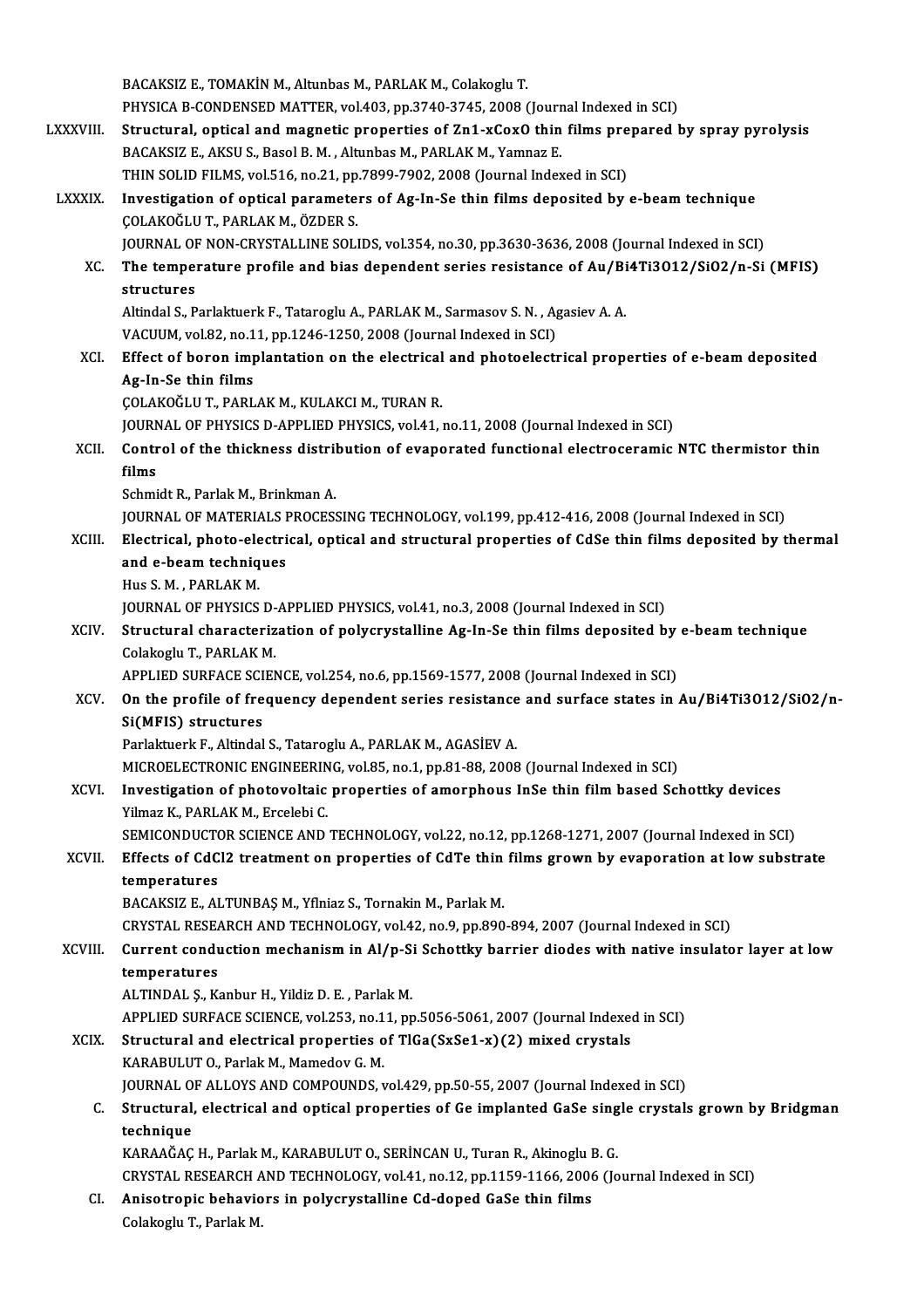BACAKSIZ E., TOMAKİN M., Altunbas M., PARLAK M., Colakoglu T.
PHYSICA B-CONDENSED MATTER, vol.403, pp.3740-3745, 2008 (Journal Indexed in SCI)

LXXXVIII. **Structural, optical and magnetic properties of $Zn_{1-x}Co_xO$ thin films prepared by spray pyrolysis**
BACAKSIZ E., AKSU S., Basol B. M. , Altunbas M., PARLAK M., Yamnaz E.
THIN SOLID FILMS, vol.516, no.21, pp.7899-7902, 2008 (Journal Indexed in SCI)

LXXXIX. **Investigation of optical parameters of Ag-In-Se thin films deposited by e-beam technique**
ÇOLAKOĞLU T., PARLAK M., ÖZDER S.
JOURNAL OF NON-CRYSTALLINE SOLIDS, vol.354, no.30, pp.3630-3636, 2008 (Journal Indexed in SCI)

XC. **The temperature profile and bias dependent series resistance of $Au/Bi_4Ti_3O_{12}/SiO_2/n$-Si (MFIS) structures**
Altindal S., Parlaktuerk F., Tataroglu A., PARLAK M., Sarmasov S. N. , Agasiev A. A.
VACUUM, vol.82, no.11, pp.1246-1250, 2008 (Journal Indexed in SCI)

XCI. **Effect of boron implantation on the electrical and photoelectrical properties of e-beam deposited Ag-In-Se thin films**
ÇOLAKOĞLU T., PARLAK M., KULAKCI M., TURAN R.
JOURNAL OF PHYSICS D-APPLIED PHYSICS, vol.41, no.11, 2008 (Journal Indexed in SCI)

XCII. **Control of the thickness distribution of evaporated functional electroceramic NTC thermistor thin films**
Schmidt R., Parlak M., Brinkman A.
JOURNAL OF MATERIALS PROCESSING TECHNOLOGY, vol.199, pp.412-416, 2008 (Journal Indexed in SCI)

XCIII. **Electrical, photo-electrical, optical and structural properties of CdSe thin films deposited by thermal and e-beam techniques**
Hus S. M. , PARLAK M.
JOURNAL OF PHYSICS D-APPLIED PHYSICS, vol.41, no.3, 2008 (Journal Indexed in SCI)

XCIV. **Structural characterization of polycrystalline Ag-In-Se thin films deposited by e-beam technique**
Colakoglu T., PARLAK M.
APPLIED SURFACE SCIENCE, vol.254, no.6, pp.1569-1577, 2008 (Journal Indexed in SCI)

XCV. **On the profile of frequency dependent series resistance and surface states in $Au/Bi_4Ti_3O_{12}/SiO_2/n$-Si(MFIS) structures**
Parlaktuerk F., Altindal S., Tataroglu A., PARLAK M., AGASİEV A.
MICROELECTRONIC ENGINEERING, vol.85, no.1, pp.81-88, 2008 (Journal Indexed in SCI)

XCVI. **Investigation of photovoltaic properties of amorphous InSe thin film based Schottky devices**
Yilmaz K., PARLAK M., Ercelebi C.
SEMICONDUCTOR SCIENCE AND TECHNOLOGY, vol.22, no.12, pp.1268-1271, 2007 (Journal Indexed in SCI)

XCVII. **Effects of $CdCl_2$ treatment on properties of CdTe thin films grown by evaporation at low substrate temperatures**
BACAKSIZ E., ALTUNBAŞ M., Yflniaz S., Tornakin M., Parlak M.
CRYSTAL RESEARCH AND TECHNOLOGY, vol.42, no.9, pp.890-894, 2007 (Journal Indexed in SCI)

XCVIII. **Current conduction mechanism in Al/p-Si Schottky barrier diodes with native insulator layer at low temperatures**
ALTINDAL Ş., Kanbur H., Yildiz D. E. , Parlak M.
APPLIED SURFACE SCIENCE, vol.253, no.11, pp.5056-5061, 2007 (Journal Indexed in SCI)

XCIX. **Structural and electrical properties of $TlGa(S_xSe_{1-x})_2$ mixed crystals**
KARABULUT O., Parlak M., Mamedov G. M.
JOURNAL OF ALLOYS AND COMPOUNDS, vol.429, pp.50-55, 2007 (Journal Indexed in SCI)

C. **Structural, electrical and optical properties of Ge implanted GaSe single crystals grown by Bridgman technique**
KARAAĞAÇ H., Parlak M., KARABULUT O., SERİNCAN U., Turan R., Akinoglu B. G.
CRYSTAL RESEARCH AND TECHNOLOGY, vol.41, no.12, pp.1159-1166, 2006 (Journal Indexed in SCI)

CI. **Anisotropic behaviors in polycrystalline Cd-doped GaSe thin films**
Colakoglu T., Parlak M.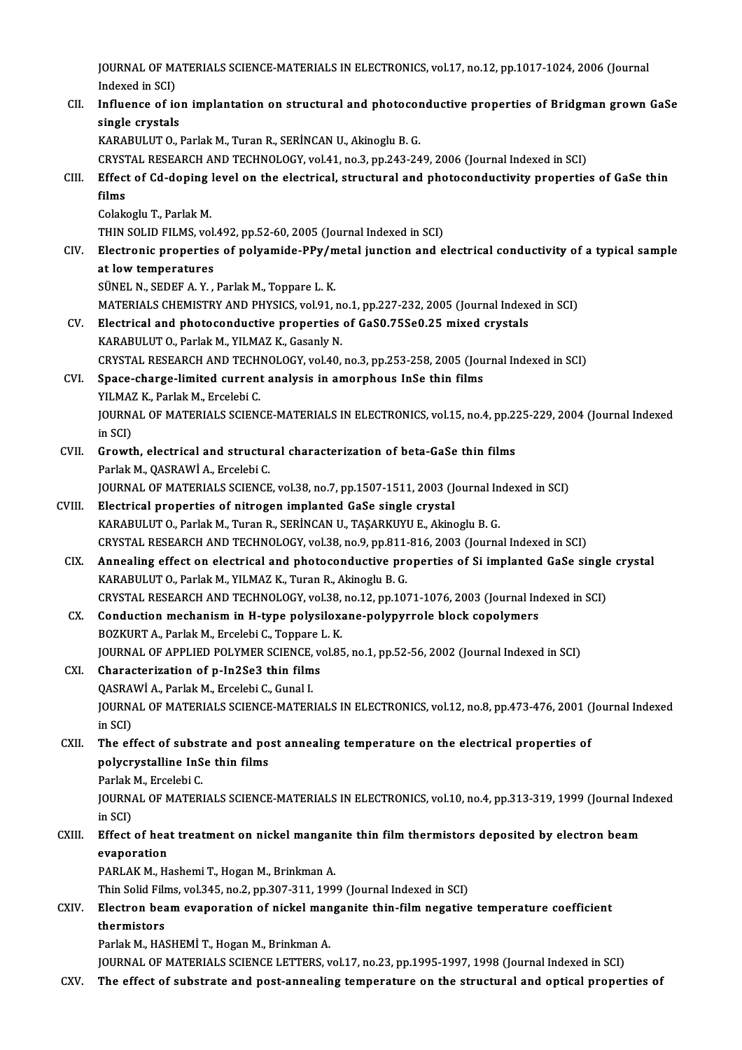JOURNAL OF MATERIALS SCIENCE-MATERIALS IN ELECTRONICS, vol.17, no.12, pp.1017-1024, 2006 (Journal Indexed in SCI)

CII. **Influence of ion implantation on structural and photoconductive properties of Bridgman grown GaSe single crystals**
KARABULUT O., Parlak M., Turan R., SERİNCAN U., Akinoglu B. G.
CRYSTAL RESEARCH AND TECHNOLOGY, vol.41, no.3, pp.243-249, 2006 (Journal Indexed in SCI)

CIII. **Effect of Cd-doping level on the electrical, structural and photoconductivity properties of GaSe thin films**
Colakoglu T., Parlak M.
THIN SOLID FILMS, vol.492, pp.52-60, 2005 (Journal Indexed in SCI)

CIV. **Electronic properties of polyamide-PPy/metal junction and electrical conductivity of a typical sample at low temperatures**
SÜNEL N., SEDEF A. Y. , Parlak M., Toppare L. K.
MATERIALS CHEMISTRY AND PHYSICS, vol.91, no.1, pp.227-232, 2005 (Journal Indexed in SCI)

CV. **Electrical and photoconductive properties of GaS0.75Se0.25 mixed crystals**
KARABULUT O., Parlak M., YILMAZ K., Gasanly N.
CRYSTAL RESEARCH AND TECHNOLOGY, vol.40, no.3, pp.253-258, 2005 (Journal Indexed in SCI)

CVI. **Space-charge-limited current analysis in amorphous InSe thin films**
YILMAZ K., Parlak M., Ercelebi C.
JOURNAL OF MATERIALS SCIENCE-MATERIALS IN ELECTRONICS, vol.15, no.4, pp.225-229, 2004 (Journal Indexed in SCI)

CVII. **Growth, electrical and structural characterization of beta-GaSe thin films**
Parlak M., QASRAWİ A., Ercelebi C.
JOURNAL OF MATERIALS SCIENCE, vol.38, no.7, pp.1507-1511, 2003 (Journal Indexed in SCI)

CVIII. **Electrical properties of nitrogen implanted GaSe single crystal**
KARABULUT O., Parlak M., Turan R., SERİNCAN U., TAŞARKUYU E., Akinoglu B. G.
CRYSTAL RESEARCH AND TECHNOLOGY, vol.38, no.9, pp.811-816, 2003 (Journal Indexed in SCI)

CIX. **Annealing effect on electrical and photoconductive properties of Si implanted GaSe single crystal**
KARABULUT O., Parlak M., YILMAZ K., Turan R., Akinoglu B. G.
CRYSTAL RESEARCH AND TECHNOLOGY, vol.38, no.12, pp.1071-1076, 2003 (Journal Indexed in SCI)

CX. **Conduction mechanism in H-type polysiloxane-polypyrrole block copolymers**
BOZKURT A., Parlak M., Ercelebi C., Toppare L. K.
JOURNAL OF APPLIED POLYMER SCIENCE, vol.85, no.1, pp.52-56, 2002 (Journal Indexed in SCI)

CXI. **Characterization of p-In2Se3 thin films**
QASRAWİ A., Parlak M., Ercelebi C., Gunal I.
JOURNAL OF MATERIALS SCIENCE-MATERIALS IN ELECTRONICS, vol.12, no.8, pp.473-476, 2001 (Journal Indexed in SCI)

CXII. **The effect of substrate and post annealing temperature on the electrical properties of polycrystalline InSe thin films**
Parlak M., Ercelebi C.
JOURNAL OF MATERIALS SCIENCE-MATERIALS IN ELECTRONICS, vol.10, no.4, pp.313-319, 1999 (Journal Indexed in SCI)

CXIII. **Effect of heat treatment on nickel manganite thin film thermistors deposited by electron beam evaporation**
PARLAK M., Hashemi T., Hogan M., Brinkman A.
Thin Solid Films, vol.345, no.2, pp.307-311, 1999 (Journal Indexed in SCI)

CXIV. **Electron beam evaporation of nickel manganite thin-film negative temperature coefficient thermistors**
Parlak M., HASHEMİ T., Hogan M., Brinkman A.
JOURNAL OF MATERIALS SCIENCE LETTERS, vol.17, no.23, pp.1995-1997, 1998 (Journal Indexed in SCI)

CXV. **The effect of substrate and post-annealing temperature on the structural and optical properties of**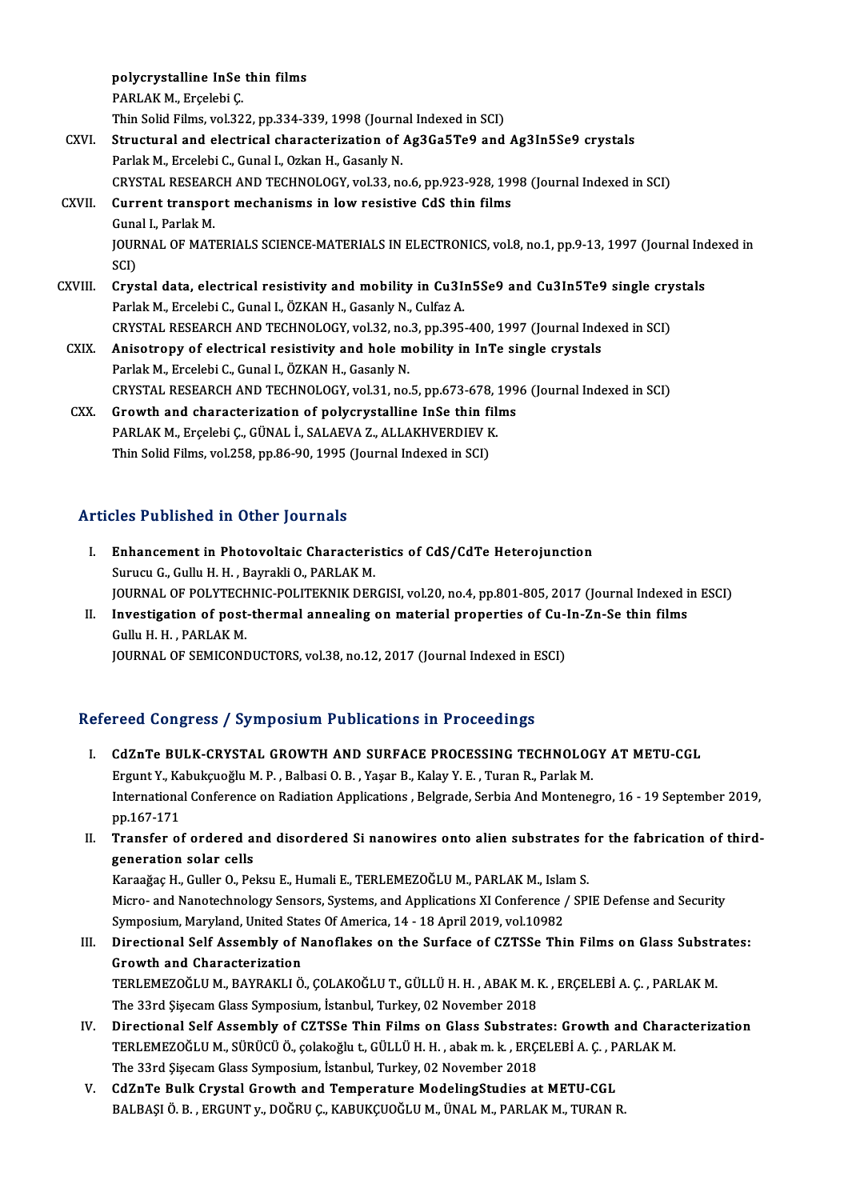polycrystalline InSe thin films
PARLAK M., Erçelebi Ç.
Thin Solid Films, vol.322, pp.334-339, 1998 (Journal Indexed in SCI)

CXVI. **Structural and electrical characterization of $Ag_3Ga_5Te_9$ and $Ag_3In_5Se_9$ crystals**
Parlak M., Ercelebi C., Gunal I., Ozkan H., Gasanly N.
CRYSTAL RESEARCH AND TECHNOLOGY, vol.33, no.6, pp.923-928, 1998 (Journal Indexed in SCI)

CXVII. **Current transport mechanisms in low resistive CdS thin films**
Gunal I., Parlak M.
JOURNAL OF MATERIALS SCIENCE-MATERIALS IN ELECTRONICS, vol.8, no.1, pp.9-13, 1997 (Journal Indexed in SCI)

CXVIII. **Crystal data, electrical resistivity and mobility in $Cu_3In_5Se_9$ and $Cu_3In_5Te_9$ single crystals**
Parlak M., Ercelebi C., Gunal I., ÖZKAN H., Gasanly N., Culfaz A.
CRYSTAL RESEARCH AND TECHNOLOGY, vol.32, no.3, pp.395-400, 1997 (Journal Indexed in SCI)

CXIX. **Anisotropy of electrical resistivity and hole mobility in InTe single crystals**
Parlak M., Ercelebi C., Gunal I., ÖZKAN H., Gasanly N.
CRYSTAL RESEARCH AND TECHNOLOGY, vol.31, no.5, pp.673-678, 1996 (Journal Indexed in SCI)

CXX. **Growth and characterization of polycrystalline InSe thin films**
PARLAK M., Erçelebi Ç., GÜNAL İ., SALAEVA Z., ALLAKHVERDIEV K.
Thin Solid Films, vol.258, pp.86-90, 1995 (Journal Indexed in SCI)

## Articles Published in Other Journals

I. **Enhancement in Photovoltaic Characteristics of CdS/CdTe Heterojunction**
Surucu G., Gullu H. H. , Bayrakli O., PARLAK M.
JOURNAL OF POLYTECHNIC-POLITEKNIK DERGISI, vol.20, no.4, pp.801-805, 2017 (Journal Indexed in ESCI)

II. **Investigation of post-thermal annealing on material properties of Cu-In-Zn-Se thin films**
Gullu H. H. , PARLAK M.
JOURNAL OF SEMICONDUCTORS, vol.38, no.12, 2017 (Journal Indexed in ESCI)

## Refereed Congress / Symposium Publications in Proceedings

I. **CdZnTe BULK-CRYSTAL GROWTH AND SURFACE PROCESSING TECHNOLOGY AT METU-CGL**
Ergunt Y., Kabukçuoğlu M. P. , Balbasi O. B. , Yaşar B., Kalay Y. E. , Turan R., Parlak M.
International Conference on Radiation Applications , Belgrade, Serbia And Montenegro, 16 - 19 September 2019, pp.167-171

II. **Transfer of ordered and disordered Si nanowires onto alien substrates for the fabrication of third-generation solar cells**
Karaağaç H., Guller O., Peksu E., Humali E., TERLEMEZOĞLU M., PARLAK M., Islam S.
Micro- and Nanotechnology Sensors, Systems, and Applications XI Conference / SPIE Defense and Security Symposium, Maryland, United States Of America, 14 - 18 April 2019, vol.10982

III. **Directional Self Assembly of Nanoflakes on the Surface of CZTSSe Thin Films on Glass Substrates: Growth and Characterization**
TERLEMEZOĞLU M., BAYRAKLI Ö., ÇOLAKOĞLU T., GÜLLÜ H. H. , ABAK M. K. , ERÇELEBİ A. Ç. , PARLAK M.
The 33rd Şişecam Glass Symposium, İstanbul, Turkey, 02 November 2018

IV. **Directional Self Assembly of CZTSSe Thin Films on Glass Substrates: Growth and Characterization**
TERLEMEZOĞLU M., SÜRÜCÜ Ö., çolakoğlu t., GÜLLÜ H. H. , abak m. k. , ERÇELEBİ A. Ç. , PARLAK M.
The 33rd Şişecam Glass Symposium, İstanbul, Turkey, 02 November 2018

V. **CdZnTe Bulk Crystal Growth and Temperature ModelingStudies at METU-CGL**
BALBAŞI Ö. B. , ERGUNT y., DOĞRU Ç., KABUKÇUOĞLU M., ÜNAL M., PARLAK M., TURAN R.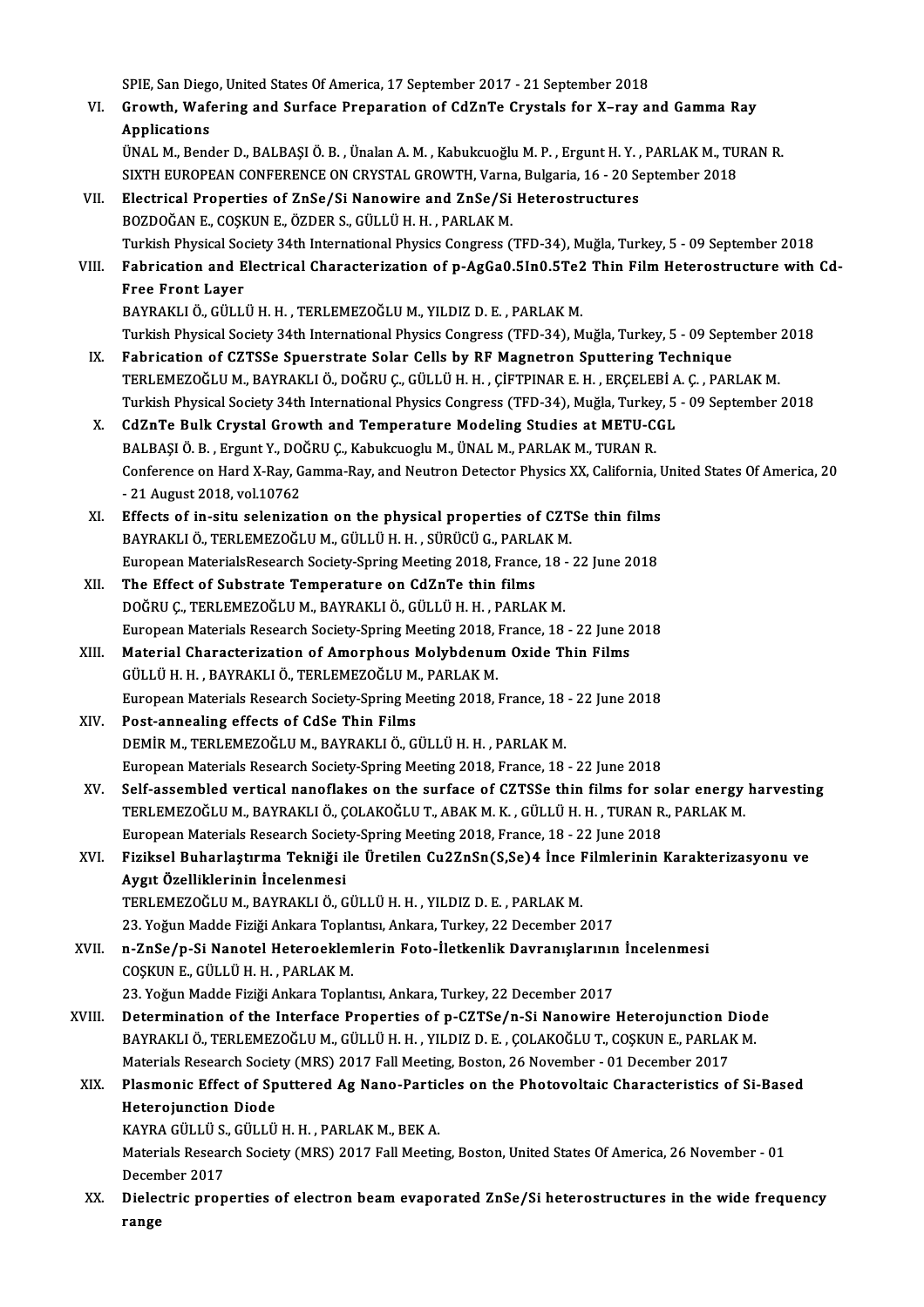SPIE, San Diego, United States Of America, 17 September 2017 - 21 September 2018

VI. **Growth, Wafering and Surface Preparation of CdZnTe Crystals for X–ray and Gamma Ray Applications**
ÜNAL M., Bender D., BALBAŞI Ö. B. , Ünalan A. M. , Kabukcuoğlu M. P. , Ergunt H. Y. , PARLAK M., TURAN R.
SIXTH EUROPEAN CONFERENCE ON CRYSTAL GROWTH, Varna, Bulgaria, 16 - 20 September 2018

VII. **Electrical Properties of ZnSe/Si Nanowire and ZnSe/Si Heterostructures**
BOZDOĞAN E., COŞKUN E., ÖZDER S., GÜLLÜ H. H. , PARLAK M.
Turkish Physical Society 34th International Physics Congress (TFD-34), Muğla, Turkey, 5 - 09 September 2018

VIII. **Fabrication and Electrical Characterization of p-AgGa0.5In0.5Te2 Thin Film Heterostructure with Cd-Free Front Layer**
BAYRAKLI Ö., GÜLLÜ H. H. , TERLEMEZOĞLU M., YILDIZ D. E. , PARLAK M.
Turkish Physical Society 34th International Physics Congress (TFD-34), Muğla, Turkey, 5 - 09 September 2018

IX. **Fabrication of CZTSSe Spuerstrate Solar Cells by RF Magnetron Sputtering Technique**
TERLEMEZOĞLU M., BAYRAKLI Ö., DOĞRU Ç., GÜLLÜ H. H. , ÇİFTPINAR E. H. , ERÇELEBİ A. Ç. , PARLAK M.
Turkish Physical Society 34th International Physics Congress (TFD-34), Muğla, Turkey, 5 - 09 September 2018

X. **CdZnTe Bulk Crystal Growth and Temperature Modeling Studies at METU-CGL**
BALBAŞI Ö. B. , Ergunt Y., DOĞRU Ç., Kabukcuoglu M., ÜNAL M., PARLAK M., TURAN R.
Conference on Hard X-Ray, Gamma-Ray, and Neutron Detector Physics XX, California, United States Of America, 20 - 21 August 2018, vol.10762

XI. **Effects of in-situ selenization on the physical properties of CZTSe thin films**
BAYRAKLI Ö., TERLEMEZOĞLU M., GÜLLÜ H. H. , SÜRÜCÜ G., PARLAK M.
European MaterialsResearch Society-Spring Meeting 2018, France, 18 - 22 June 2018

XII. **The Effect of Substrate Temperature on CdZnTe thin films**
DOĞRU Ç., TERLEMEZOĞLU M., BAYRAKLI Ö., GÜLLÜ H. H. , PARLAK M.
European Materials Research Society-Spring Meeting 2018, France, 18 - 22 June 2018

XIII. **Material Characterization of Amorphous Molybdenum Oxide Thin Films**
GÜLLÜ H. H. , BAYRAKLI Ö., TERLEMEZOĞLU M., PARLAK M.
European Materials Research Society-Spring Meeting 2018, France, 18 - 22 June 2018

XIV. **Post-annealing effects of CdSe Thin Films**
DEMİR M., TERLEMEZOĞLU M., BAYRAKLI Ö., GÜLLÜ H. H. , PARLAK M.
European Materials Research Society-Spring Meeting 2018, France, 18 - 22 June 2018

XV. **Self-assembled vertical nanoflakes on the surface of CZTSSe thin films for solar energy harvesting**
TERLEMEZOĞLU M., BAYRAKLI Ö., ÇOLAKOĞLU T., ABAK M. K. , GÜLLÜ H. H. , TURAN R., PARLAK M.
European Materials Research Society-Spring Meeting 2018, France, 18 - 22 June 2018

XVI. **Fiziksel Buharlaştırma Tekniği ile Üretilen Cu2ZnSn(S,Se)4 İnce Filmlerinin Karakterizasyonu ve Aygıt Özelliklerinin İncelenmesi**
TERLEMEZOĞLU M., BAYRAKLI Ö., GÜLLÜ H. H. , YILDIZ D. E. , PARLAK M.
23. Yoğun Madde Fiziği Ankara Toplantısı, Ankara, Turkey, 22 December 2017

XVII. **n-ZnSe/p-Si Nanotel Heteroeklemlerin Foto-İletkenlik Davranışlarının İncelenmesi**
COŞKUN E., GÜLLÜ H. H. , PARLAK M.
23. Yoğun Madde Fiziği Ankara Toplantısı, Ankara, Turkey, 22 December 2017

XVIII. **Determination of the Interface Properties of p-CZTSe/n-Si Nanowire Heterojunction Diode**
BAYRAKLI Ö., TERLEMEZOĞLU M., GÜLLÜ H. H. , YILDIZ D. E. , ÇOLAKOĞLU T., COŞKUN E., PARLAK M.
Materials Research Society (MRS) 2017 Fall Meeting, Boston, 26 November - 01 December 2017

XIX. **Plasmonic Effect of Sputtered Ag Nano-Particles on the Photovoltaic Characteristics of Si-Based Heterojunction Diode**
KAYRA GÜLLÜ S., GÜLLÜ H. H. , PARLAK M., BEK A.
Materials Research Society (MRS) 2017 Fall Meeting, Boston, United States Of America, 26 November - 01 December 2017

XX. **Dielectric properties of electron beam evaporated ZnSe/Si heterostructures in the wide frequency range**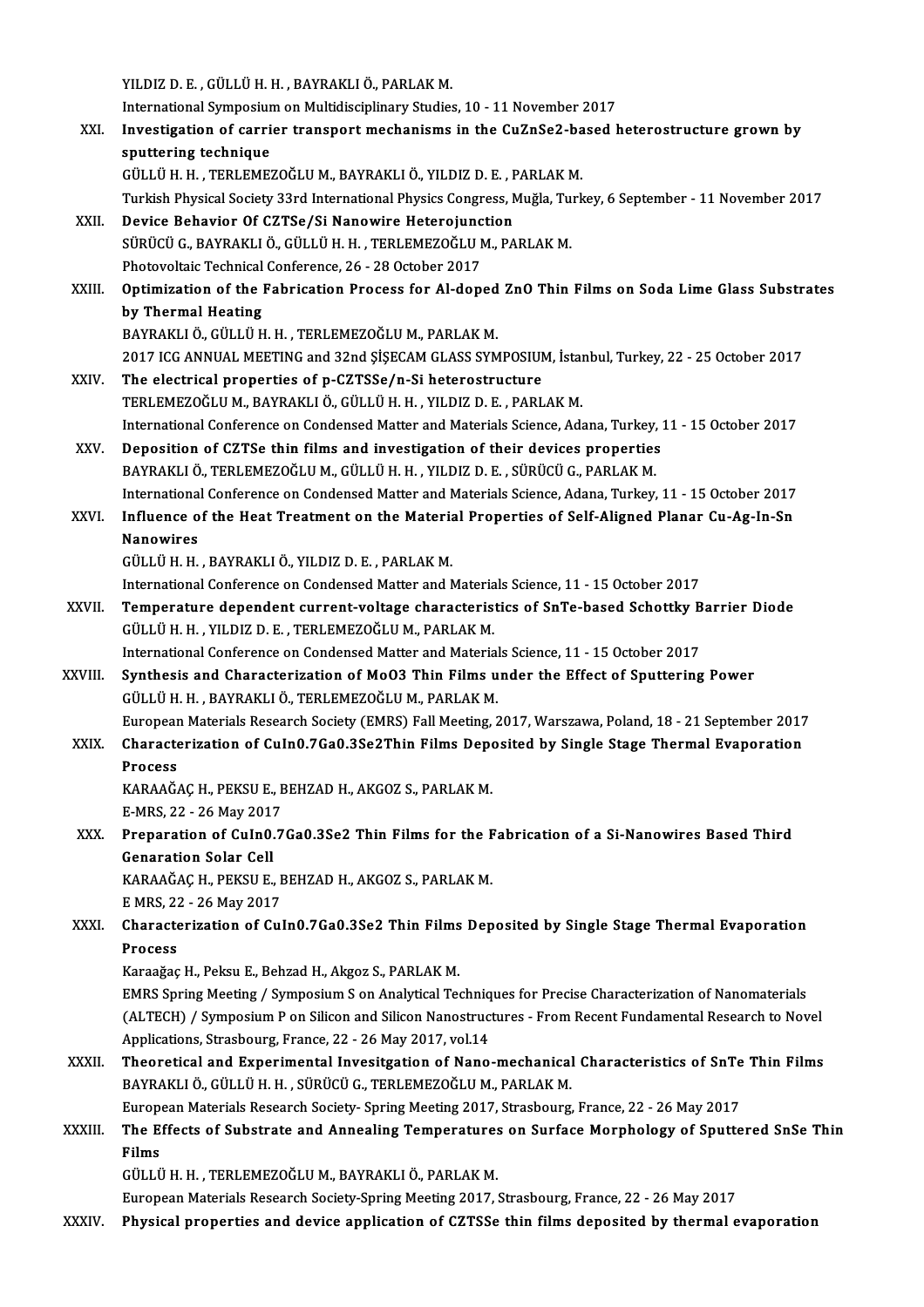YILDIZ D. E. , GÜLLÜ H. H. , BAYRAKLI Ö., PARLAK M.
International Symposium on Multidisciplinary Studies, 10 - 11 November 2017

XXI. **Investigation of carrier transport mechanisms in the CuZnSe2-based heterostructure grown by sputtering technique**
GÜLLÜ H. H. , TERLEMEZOĞLU M., BAYRAKLI Ö., YILDIZ D. E. , PARLAK M.
Turkish Physical Society 33rd International Physics Congress, Muğla, Turkey, 6 September - 11 November 2017

XXII. **Device Behavior Of CZTSe/Si Nanowire Heterojunction**
SÜRÜCÜ G., BAYRAKLI Ö., GÜLLÜ H. H. , TERLEMEZOĞLU M., PARLAK M.
Photovoltaic Technical Conference, 26 - 28 October 2017

XXIII. **Optimization of the Fabrication Process for Al-doped ZnO Thin Films on Soda Lime Glass Substrates by Thermal Heating**
BAYRAKLI Ö., GÜLLÜ H. H. , TERLEMEZOĞLU M., PARLAK M.
2017 ICG ANNUAL MEETING and 32nd ŞİŞECAM GLASS SYMPOSIUM, İstanbul, Turkey, 22 - 25 October 2017

XXIV. **The electrical properties of p-CZTSSe/n-Si heterostructure**
TERLEMEZOĞLU M., BAYRAKLI Ö., GÜLLÜ H. H. , YILDIZ D. E. , PARLAK M.
International Conference on Condensed Matter and Materials Science, Adana, Turkey, 11 - 15 October 2017

XXV. **Deposition of CZTSe thin films and investigation of their devices properties**
BAYRAKLI Ö., TERLEMEZOĞLU M., GÜLLÜ H. H. , YILDIZ D. E. , SÜRÜCÜ G., PARLAK M.
International Conference on Condensed Matter and Materials Science, Adana, Turkey, 11 - 15 October 2017

XXVI. **Influence of the Heat Treatment on the Material Properties of Self-Aligned Planar Cu-Ag-In-Sn Nanowires**
GÜLLÜ H. H. , BAYRAKLI Ö., YILDIZ D. E. , PARLAK M.
International Conference on Condensed Matter and Materials Science, 11 - 15 October 2017

XXVII. **Temperature dependent current-voltage characteristics of SnTe-based Schottky Barrier Diode**
GÜLLÜ H. H. , YILDIZ D. E. , TERLEMEZOĞLU M., PARLAK M.
International Conference on Condensed Matter and Materials Science, 11 - 15 October 2017

XXVIII. **Synthesis and Characterization of MoO3 Thin Films under the Effect of Sputtering Power**
GÜLLÜ H. H. , BAYRAKLI Ö., TERLEMEZOĞLU M., PARLAK M.
European Materials Research Society (EMRS) Fall Meeting, 2017, Warszawa, Poland, 18 - 21 September 2017

XXIX. **Characterization of CuIn0.7Ga0.3Se2Thin Films Deposited by Single Stage Thermal Evaporation Process**
KARAAĞAÇ H., PEKSU E., BEHZAD H., AKGOZ S., PARLAK M.
E-MRS, 22 - 26 May 2017

XXX. **Preparation of CuIn0.7Ga0.3Se2 Thin Films for the Fabrication of a Si-Nanowires Based Third Genaration Solar Cell**
KARAAĞAÇ H., PEKSU E., BEHZAD H., AKGOZ S., PARLAK M.
E MRS, 22 - 26 May 2017

XXXI. **Characterization of CuIn0.7Ga0.3Se2 Thin Films Deposited by Single Stage Thermal Evaporation Process**
Karaağaç H., Peksu E., Behzad H., Akgoz S., PARLAK M.
EMRS Spring Meeting / Symposium S on Analytical Techniques for Precise Characterization of Nanomaterials (ALTECH) / Symposium P on Silicon and Silicon Nanostructures - From Recent Fundamental Research to Novel Applications, Strasbourg, France, 22 - 26 May 2017, vol.14

XXXII. **Theoretical and Experimental Invesitgation of Nano-mechanical Characteristics of SnTe Thin Films**
BAYRAKLI Ö., GÜLLÜ H. H. , SÜRÜCÜ G., TERLEMEZOĞLU M., PARLAK M.
European Materials Research Society- Spring Meeting 2017, Strasbourg, France, 22 - 26 May 2017

XXXIII. **The Effects of Substrate and Annealing Temperatures on Surface Morphology of Sputtered SnSe Thin Films**
GÜLLÜ H. H. , TERLEMEZOĞLU M., BAYRAKLI Ö., PARLAK M.
European Materials Research Society-Spring Meeting 2017, Strasbourg, France, 22 - 26 May 2017

XXXIV. **Physical properties and device application of CZTSSe thin films deposited by thermal evaporation**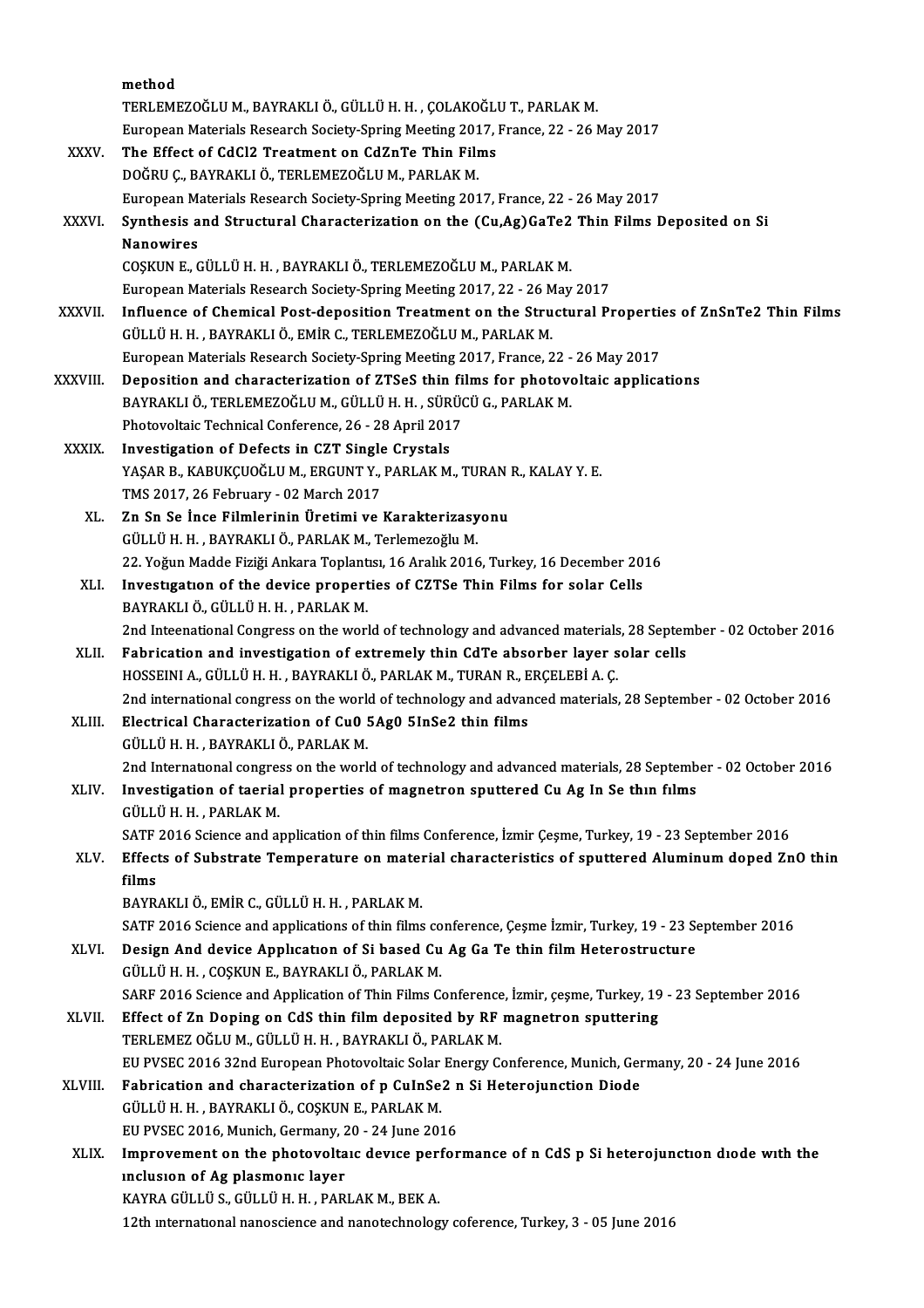method
TERLEMEZOĞLU M., BAYRAKLI Ö., GÜLLÜ H. H. , ÇOLAKOĞLU T., PARLAK M.
European Materials Research Society-Spring Meeting 2017, France, 22 - 26 May 2017

XXXV. **The Effect of CdCl2 Treatment on CdZnTe Thin Films**
DOĞRU Ç., BAYRAKLI Ö., TERLEMEZOĞLU M., PARLAK M.
European Materials Research Society-Spring Meeting 2017, France, 22 - 26 May 2017

XXXVI. **Synthesis and Structural Characterization on the (Cu,Ag)GaTe2 Thin Films Deposited on Si Nanowires**
COŞKUN E., GÜLLÜ H. H. , BAYRAKLI Ö., TERLEMEZOĞLU M., PARLAK M.
European Materials Research Society-Spring Meeting 2017, 22 - 26 May 2017

XXXVII. **Influence of Chemical Post-deposition Treatment on the Structural Properties of ZnSnTe2 Thin Films**
GÜLLÜ H. H. , BAYRAKLI Ö., EMİR C., TERLEMEZOĞLU M., PARLAK M.
European Materials Research Society-Spring Meeting 2017, France, 22 - 26 May 2017

XXXVIII. **Deposition and characterization of ZTSeS thin films for photovoltaic applications**
BAYRAKLI Ö., TERLEMEZOĞLU M., GÜLLÜ H. H. , SÜRÜCÜ G., PARLAK M.
Photovoltaic Technical Conference, 26 - 28 April 2017

XXXIX. **Investigation of Defects in CZT Single Crystals**
YAŞAR B., KABUKÇUOĞLU M., ERGUNT Y., PARLAK M., TURAN R., KALAY Y. E.
TMS 2017, 26 February - 02 March 2017

XL. **Zn Sn Se İnce Filmlerinin Üretimi ve Karakterizasyonu**
GÜLLÜ H. H. , BAYRAKLI Ö., PARLAK M., Terlemezoğlu M.
22. Yoğun Madde Fiziği Ankara Toplantısı, 16 Aralık 2016, Turkey, 16 December 2016

XLI. **Investıgatıon of the device properties of CZTSe Thin Films for solar Cells**
BAYRAKLI Ö., GÜLLÜ H. H. , PARLAK M.
2nd Inteenational Congress on the world of technology and advanced materials, 28 September - 02 October 2016

XLII. **Fabrication and investigation of extremely thin CdTe absorber layer solar cells**
HOSSEINI A., GÜLLÜ H. H. , BAYRAKLI Ö., PARLAK M., TURAN R., ERÇELEBİ A. Ç.
2nd international congress on the world of technology and advanced materials, 28 September - 02 October 2016

XLIII. **Electrical Characterization of Cu0 5Ag0 5InSe2 thin films**
GÜLLÜ H. H. , BAYRAKLI Ö., PARLAK M.
2nd Internatıonal congress on the world of technology and advanced materials, 28 September - 02 October 2016

XLIV. **Investigation of taerial properties of magnetron sputtered Cu Ag In Se thın fılms**
GÜLLÜ H. H. , PARLAK M.
SATF 2016 Science and application of thin films Conference, İzmir Çeşme, Turkey, 19 - 23 September 2016

XLV. **Effects of Substrate Temperature on material characteristics of sputtered Aluminum doped ZnO thin films**
BAYRAKLI Ö., EMİR C., GÜLLÜ H. H. , PARLAK M.
SATF 2016 Science and applications of thin films conference, Çeşme İzmir, Turkey, 19 - 23 September 2016

XLVI. **Design And device Applıcatıon of Si based Cu Ag Ga Te thin film Heterostructure**
GÜLLÜ H. H. , COŞKUN E., BAYRAKLI Ö., PARLAK M.
SARF 2016 Science and Application of Thin Films Conference, İzmir, çeşme, Turkey, 19 - 23 September 2016

XLVII. **Effect of Zn Doping on CdS thin film deposited by RF magnetron sputtering**
TERLEMEZ OĞLU M., GÜLLÜ H. H. , BAYRAKLI Ö., PARLAK M.
EU PVSEC 2016 32nd European Photovoltaic Solar Energy Conference, Munich, Germany, 20 - 24 June 2016

XLVIII. **Fabrication and characterization of p CuInSe2 n Si Heterojunction Diode**
GÜLLÜ H. H. , BAYRAKLI Ö., COŞKUN E., PARLAK M.
EU PVSEC 2016, Munich, Germany, 20 - 24 June 2016

XLIX. **Improvement on the photovoltaıc devıce performance of n CdS p Si heterojunctıon dıode wıth the ınclusıon of Ag plasmonıc layer**
KAYRA GÜLLÜ S., GÜLLÜ H. H. , PARLAK M., BEK A.
12th ınternatıonal nanoscience and nanotechnology coference, Turkey, 3 - 05 June 2016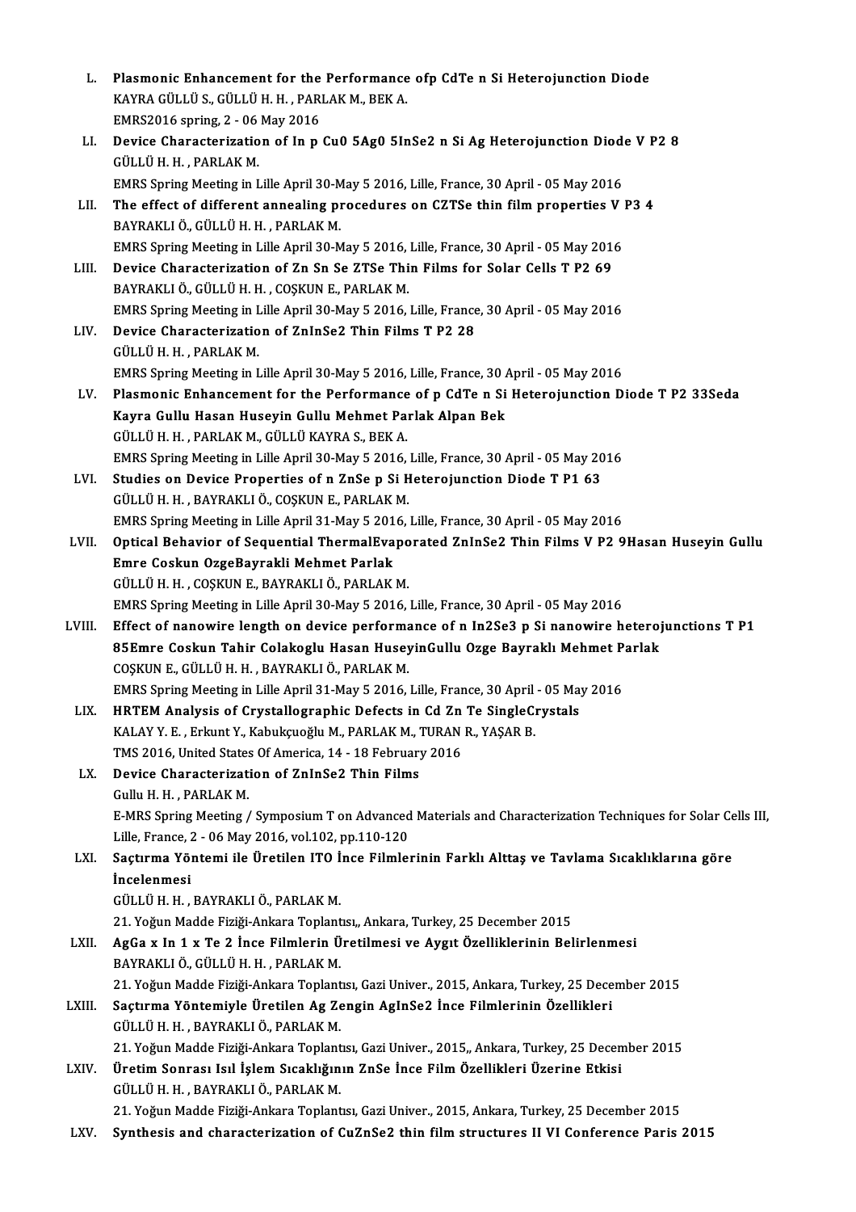L. **Plasmonic Enhancement for the Performance ofp CdTe n Si Heterojunction Diode**
KAYRA GÜLLÜ S., GÜLLÜ H. H. , PARLAK M., BEK A.
EMRS2016 spring, 2 - 06 May 2016

LI. **Device Characterization of In p Cu0 5Ag0 5InSe2 n Si Ag Heterojunction Diode V P2 8**
GÜLLÜ H. H. , PARLAK M.
EMRS Spring Meeting in Lille April 30-May 5 2016, Lille, France, 30 April - 05 May 2016

LII. **The effect of different annealing procedures on CZTSe thin film properties V P3 4**
BAYRAKLI Ö., GÜLLÜ H. H. , PARLAK M.
EMRS Spring Meeting in Lille April 30-May 5 2016, Lille, France, 30 April - 05 May 2016

LIII. **Device Characterization of Zn Sn Se ZTSe Thin Films for Solar Cells T P2 69**
BAYRAKLI Ö., GÜLLÜ H. H. , COŞKUN E., PARLAK M.
EMRS Spring Meeting in Lille April 30-May 5 2016, Lille, France, 30 April - 05 May 2016

LIV. **Device Characterization of ZnInSe2 Thin Films T P2 28**
GÜLLÜ H. H. , PARLAK M.
EMRS Spring Meeting in Lille April 30-May 5 2016, Lille, France, 30 April - 05 May 2016

LV. **Plasmonic Enhancement for the Performance of p CdTe n Si Heterojunction Diode T P2 33Seda Kayra Gullu Hasan Huseyin Gullu Mehmet Parlak Alpan Bek**
GÜLLÜ H. H. , PARLAK M., GÜLLÜ KAYRA S., BEK A.
EMRS Spring Meeting in Lille April 30-May 5 2016, Lille, France, 30 April - 05 May 2016

LVI. **Studies on Device Properties of n ZnSe p Si Heterojunction Diode T P1 63**
GÜLLÜ H. H. , BAYRAKLI Ö., COŞKUN E., PARLAK M.
EMRS Spring Meeting in Lille April 31-May 5 2016, Lille, France, 30 April - 05 May 2016

LVII. **Optical Behavior of Sequential ThermalEvaporated ZnInSe2 Thin Films V P2 9Hasan Huseyin Gullu Emre Coskun OzgeBayrakli Mehmet Parlak**
GÜLLÜ H. H. , COŞKUN E., BAYRAKLI Ö., PARLAK M.
EMRS Spring Meeting in Lille April 30-May 5 2016, Lille, France, 30 April - 05 May 2016

LVIII. **Effect of nanowire length on device performance of n In2Se3 p Si nanowire heterojunctions T P1 85Emre Coskun Tahir Colakoglu Hasan HuseyinGullu Ozge Bayraklı Mehmet Parlak**
COŞKUN E., GÜLLÜ H. H. , BAYRAKLI Ö., PARLAK M.
EMRS Spring Meeting in Lille April 31-May 5 2016, Lille, France, 30 April - 05 May 2016

LIX. **HRTEM Analysis of Crystallographic Defects in Cd Zn Te SingleCrystals**
KALAY Y. E. , Erkunt Y., Kabukçuoğlu M., PARLAK M., TURAN R., YAŞAR B.
TMS 2016, United States Of America, 14 - 18 February 2016

LX. **Device Characterization of ZnInSe2 Thin Films**
Gullu H. H. , PARLAK M.
E-MRS Spring Meeting / Symposium T on Advanced Materials and Characterization Techniques for Solar Cells III, Lille, France, 2 - 06 May 2016, vol.102, pp.110-120

LXI. **Saçtırma Yöntemi ile Üretilen ITO İnce Filmlerinin Farklı Alttaş ve Tavlama Sıcaklıklarına göre İncelenmesi**
GÜLLÜ H. H. , BAYRAKLI Ö., PARLAK M.
21. Yoğun Madde Fiziği-Ankara Toplantısı,, Ankara, Turkey, 25 December 2015

LXII. **AgGa x In 1 x Te 2 İnce Filmlerin Üretilmesi ve Aygıt Özelliklerinin Belirlenmesi**
BAYRAKLI Ö., GÜLLÜ H. H. , PARLAK M.
21. Yoğun Madde Fiziği-Ankara Toplantısı, Gazi Univer., 2015, Ankara, Turkey, 25 December 2015

LXIII. **Saçtırma Yöntemiyle Üretilen Ag Zengin AgInSe2 İnce Filmlerinin Özellikleri**
GÜLLÜ H. H. , BAYRAKLI Ö., PARLAK M.
21. Yoğun Madde Fiziği-Ankara Toplantısı, Gazi Univer., 2015,, Ankara, Turkey, 25 December 2015

LXIV. **Üretim Sonrası Isıl İşlem Sıcaklığının ZnSe İnce Film Özellikleri Üzerine Etkisi**
GÜLLÜ H. H. , BAYRAKLI Ö., PARLAK M.
21. Yoğun Madde Fiziği-Ankara Toplantısı, Gazi Univer., 2015, Ankara, Turkey, 25 December 2015

LXV. **Synthesis and characterization of CuZnSe2 thin film structures II VI Conference Paris 2015**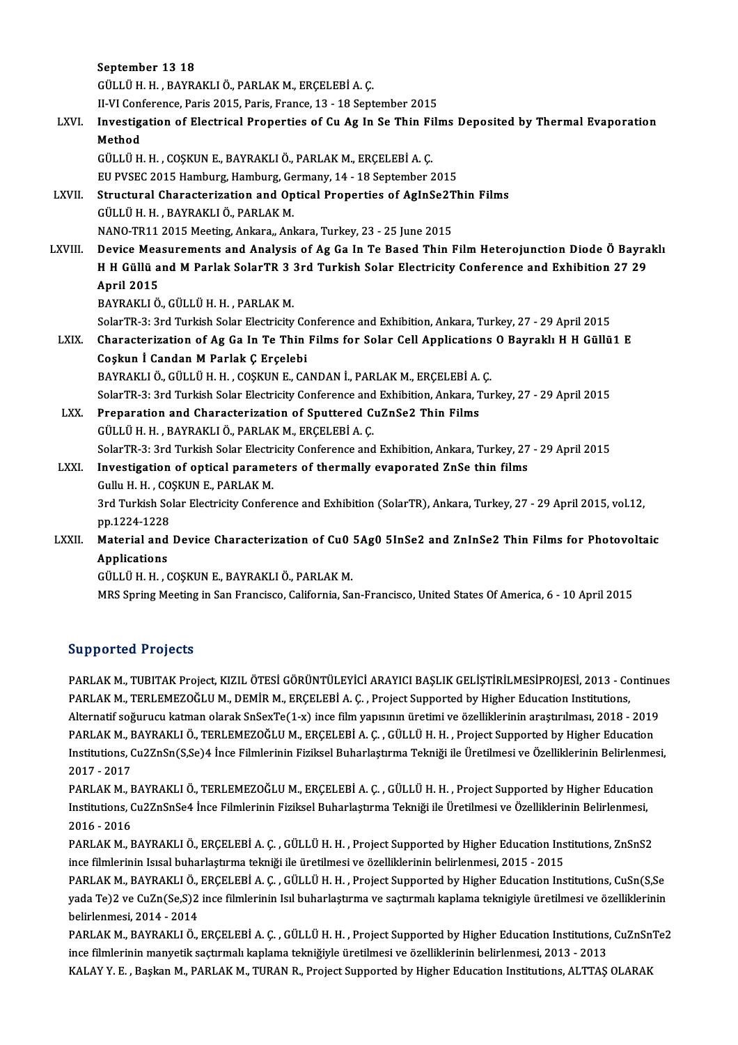September 13 18
GÜLLÜ H. H. , BAYRAKLI Ö., PARLAK M., ERÇELEBİ A. Ç.
II-VI Conference, Paris 2015, Paris, France, 13 - 18 September 2015

LXVI. **Investigation of Electrical Properties of Cu Ag In Se Thin Films Deposited by Thermal Evaporation Method**
GÜLLÜ H. H. , COŞKUN E., BAYRAKLI Ö., PARLAK M., ERÇELEBİ A. Ç.
EU PVSEC 2015 Hamburg, Hamburg, Germany, 14 - 18 September 2015

LXVII. **Structural Characterization and Optical Properties of AgInSe2Thin Films**
GÜLLÜ H. H. , BAYRAKLI Ö., PARLAK M.
NANO-TR11 2015 Meeting, Ankara,, Ankara, Turkey, 23 - 25 June 2015

LXVIII. **Device Measurements and Analysis of Ag Ga In Te Based Thin Film Heterojunction Diode Ö Bayraklı H H Güllü and M Parlak SolarTR 3 3rd Turkish Solar Electricity Conference and Exhibition 27 29 April 2015**
BAYRAKLI Ö., GÜLLÜ H. H. , PARLAK M.
SolarTR-3: 3rd Turkish Solar Electricity Conference and Exhibition, Ankara, Turkey, 27 - 29 April 2015

LXIX. **Characterization of Ag Ga In Te Thin Films for Solar Cell Applications O Bayraklı H H Güllü1 E Coşkun İ Candan M Parlak Ç Erçelebi**
BAYRAKLI Ö., GÜLLÜ H. H. , COŞKUN E., CANDAN İ., PARLAK M., ERÇELEBİ A. Ç.
SolarTR-3: 3rd Turkish Solar Electricity Conference and Exhibition, Ankara, Turkey, 27 - 29 April 2015

LXX. **Preparation and Characterization of Sputtered CuZnSe2 Thin Films**
GÜLLÜ H. H. , BAYRAKLI Ö., PARLAK M., ERÇELEBİ A. Ç.
SolarTR-3: 3rd Turkish Solar Electricity Conference and Exhibition, Ankara, Turkey, 27 - 29 April 2015

LXXI. **Investigation of optical parameters of thermally evaporated ZnSe thin films**
Gullu H. H. , COŞKUN E., PARLAK M.
3rd Turkish Solar Electricity Conference and Exhibition (SolarTR), Ankara, Turkey, 27 - 29 April 2015, vol.12, pp.1224-1228

LXXII. **Material and Device Characterization of Cu0 5Ag0 5InSe2 and ZnInSe2 Thin Films for Photovoltaic Applications**
GÜLLÜ H. H. , COŞKUN E., BAYRAKLI Ö., PARLAK M.
MRS Spring Meeting in San Francisco, California, San-Francisco, United States Of America, 6 - 10 April 2015

## Supported Projects

PARLAK M., TUBITAK Project, KIZIL ÖTESİ GÖRÜNTÜLEYİCİ ARAYICI BAŞLIK GELİŞTİRİLMESİPROJESİ, 2013 - Continues

PARLAK M., TERLEMEZOĞLU M., DEMİR M., ERÇELEBİ A. Ç. , Project Supported by Higher Education Institutions, Alternatif soğurucu katman olarak SnSexTe(1-x) ince film yapısının üretimi ve özelliklerinin araştırılması, 2018 - 2019

PARLAK M., BAYRAKLI Ö., TERLEMEZOĞLU M., ERÇELEBİ A. Ç. , GÜLLÜ H. H. , Project Supported by Higher Education Institutions, Cu2ZnSn(S,Se)4 İnce Filmlerinin Fiziksel Buharlaştırma Tekniği ile Üretilmesi ve Özelliklerinin Belirlenmesi, 2017 - 2017

PARLAK M., BAYRAKLI Ö., TERLEMEZOĞLU M., ERÇELEBİ A. Ç. , GÜLLÜ H. H. , Project Supported by Higher Education Institutions, Cu2ZnSnSe4 İnce Filmlerinin Fiziksel Buharlaştırma Tekniği ile Üretilmesi ve Özelliklerinin Belirlenmesi, 2016 - 2016

PARLAK M., BAYRAKLI Ö., ERÇELEBİ A. Ç. , GÜLLÜ H. H. , Project Supported by Higher Education Institutions, ZnSnS2 ince filmlerinin Isısal buharlaştırma tekniği ile üretilmesi ve özelliklerinin belirlenmesi, 2015 - 2015

PARLAK M., BAYRAKLI Ö., ERÇELEBİ A. Ç. , GÜLLÜ H. H. , Project Supported by Higher Education Institutions, CuSn(S,Se yada Te)2 ve CuZn(Se,S)2 ince filmlerinin Isıl buharlaştırma ve saçtırmalı kaplama teknigiyle üretilmesi ve özelliklerinin belirlenmesi, 2014 - 2014

PARLAK M., BAYRAKLI Ö., ERÇELEBİ A. Ç. , GÜLLÜ H. H. , Project Supported by Higher Education Institutions, CuZnSnTe2 ince filmlerinin manyetik saçtırmalı kaplama tekniğiyle üretilmesi ve özelliklerinin belirlenmesi, 2013 - 2013

KALAY Y. E. , Başkan M., PARLAK M., TURAN R., Project Supported by Higher Education Institutions, ALTTAŞ OLARAK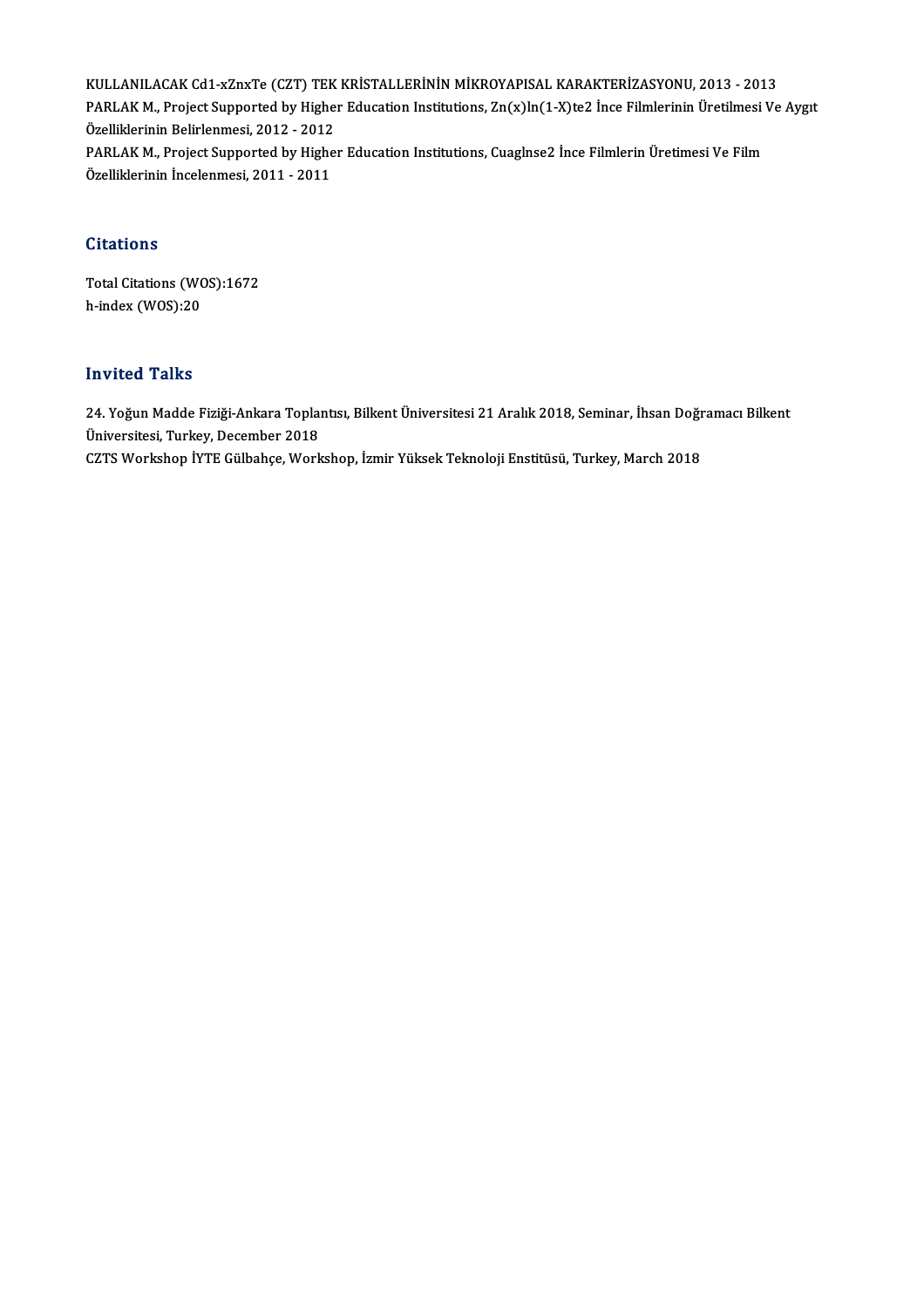KULLANILACAK Cd1-xZnxTe (CZT) TEK KRİSTALLERİNİN MİKROYAPISAL KARAKTERİZASYONU, 2013 - 2013

PARLAK M., Project Supported by Higher Education Institutions, Zn(x)ln(1-X)te2 İnce Filmlerinin Üretilmesi Ve Aygıt Özelliklerinin Belirlenmesi, 2012 - 2012

PARLAK M., Project Supported by Higher Education Institutions, Cuaglnse2 İnce Filmlerin Üretimesi Ve Film Özelliklerinin İncelenmesi, 2011 - 2011

## Citations

Total Citations (WOS):1672
h-index (WOS):20

## Invited Talks

24. Yoğun Madde Fiziği-Ankara Toplantısı, Bilkent Üniversitesi 21 Aralık 2018, Seminar, İhsan Doğramacı Bilkent Üniversitesi, Turkey, December 2018

CZTS Workshop İYTE Gülbahçe, Workshop, İzmir Yüksek Teknoloji Enstitüsü, Turkey, March 2018